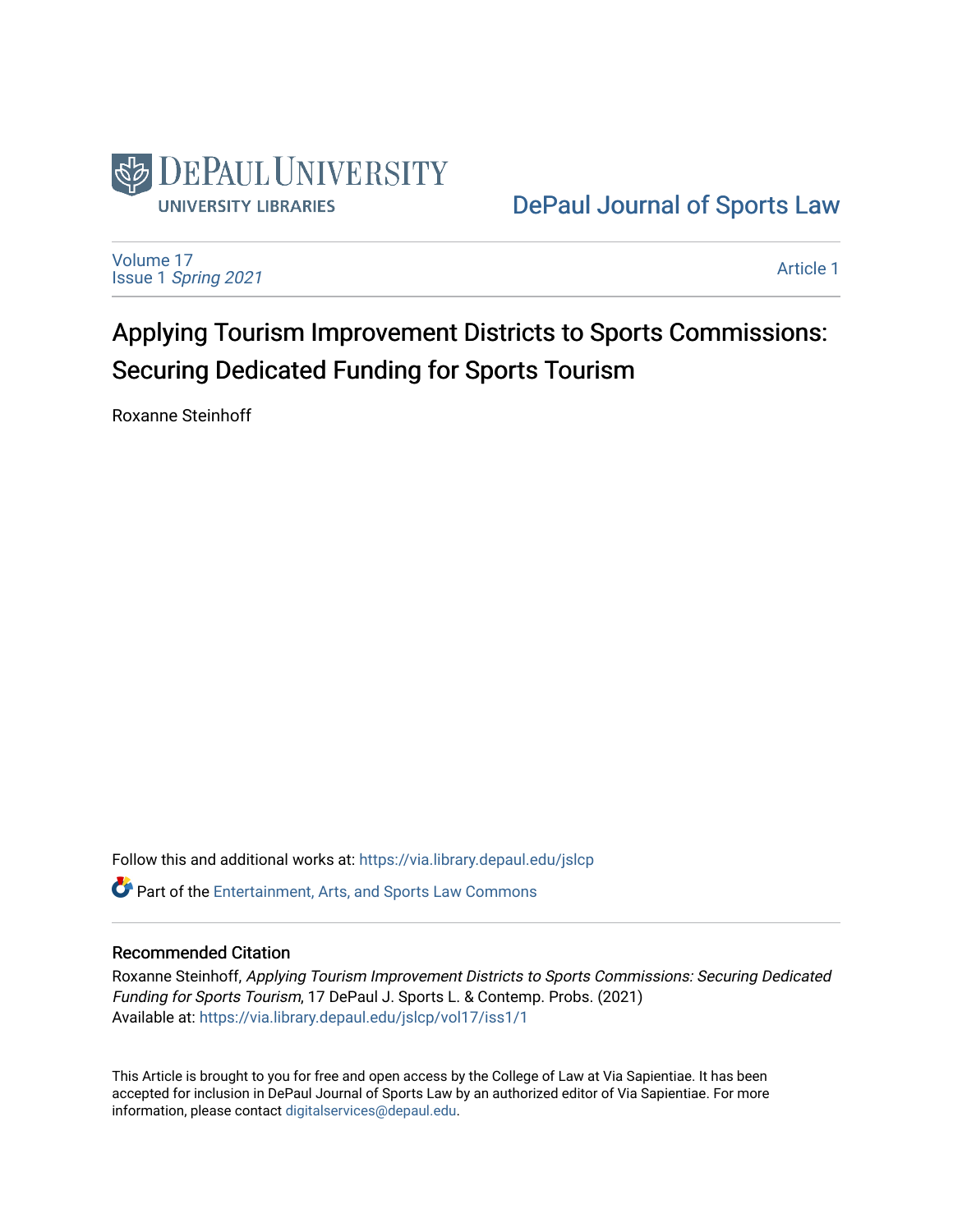DePaul University
UNIVERSITY LIBRARIES

DePaul Journal of Sports Law

Volume 17
Issue 1 *Spring 2021*

Article 1

# Applying Tourism Improvement Districts to Sports Commissions: Securing Dedicated Funding for Sports Tourism

Roxanne Steinhoff

Follow this and additional works at: https://via.library.depaul.edu/jslcp

Part of the Entertainment, Arts, and Sports Law Commons

## Recommended Citation

Roxanne Steinhoff, *Applying Tourism Improvement Districts to Sports Commissions: Securing Dedicated Funding for Sports Tourism*, 17 DePaul J. Sports L. & Contemp. Probs. (2021)
Available at: https://via.library.depaul.edu/jslcp/vol17/iss1/1

This Article is brought to you for free and open access by the College of Law at Via Sapientiae. It has been accepted for inclusion in DePaul Journal of Sports Law by an authorized editor of Via Sapientiae. For more information, please contact digitalservices@depaul.edu.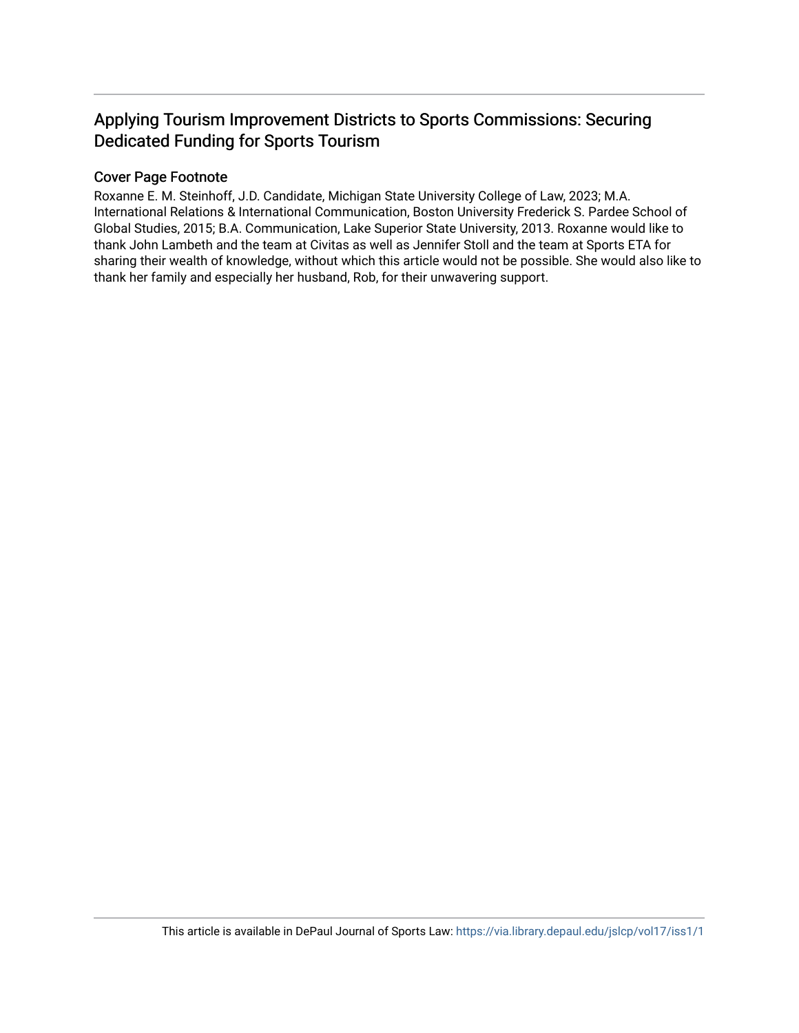# Applying Tourism Improvement Districts to Sports Commissions: Securing Dedicated Funding for Sports Tourism

## Cover Page Footnote

Roxanne E. M. Steinhoff, J.D. Candidate, Michigan State University College of Law, 2023; M.A. International Relations & International Communication, Boston University Frederick S. Pardee School of Global Studies, 2015; B.A. Communication, Lake Superior State University, 2013. Roxanne would like to thank John Lambeth and the team at Civitas as well as Jennifer Stoll and the team at Sports ETA for sharing their wealth of knowledge, without which this article would not be possible. She would also like to thank her family and especially her husband, Rob, for their unwavering support.

This article is available in DePaul Journal of Sports Law: https://via.library.depaul.edu/jslcp/vol17/iss1/1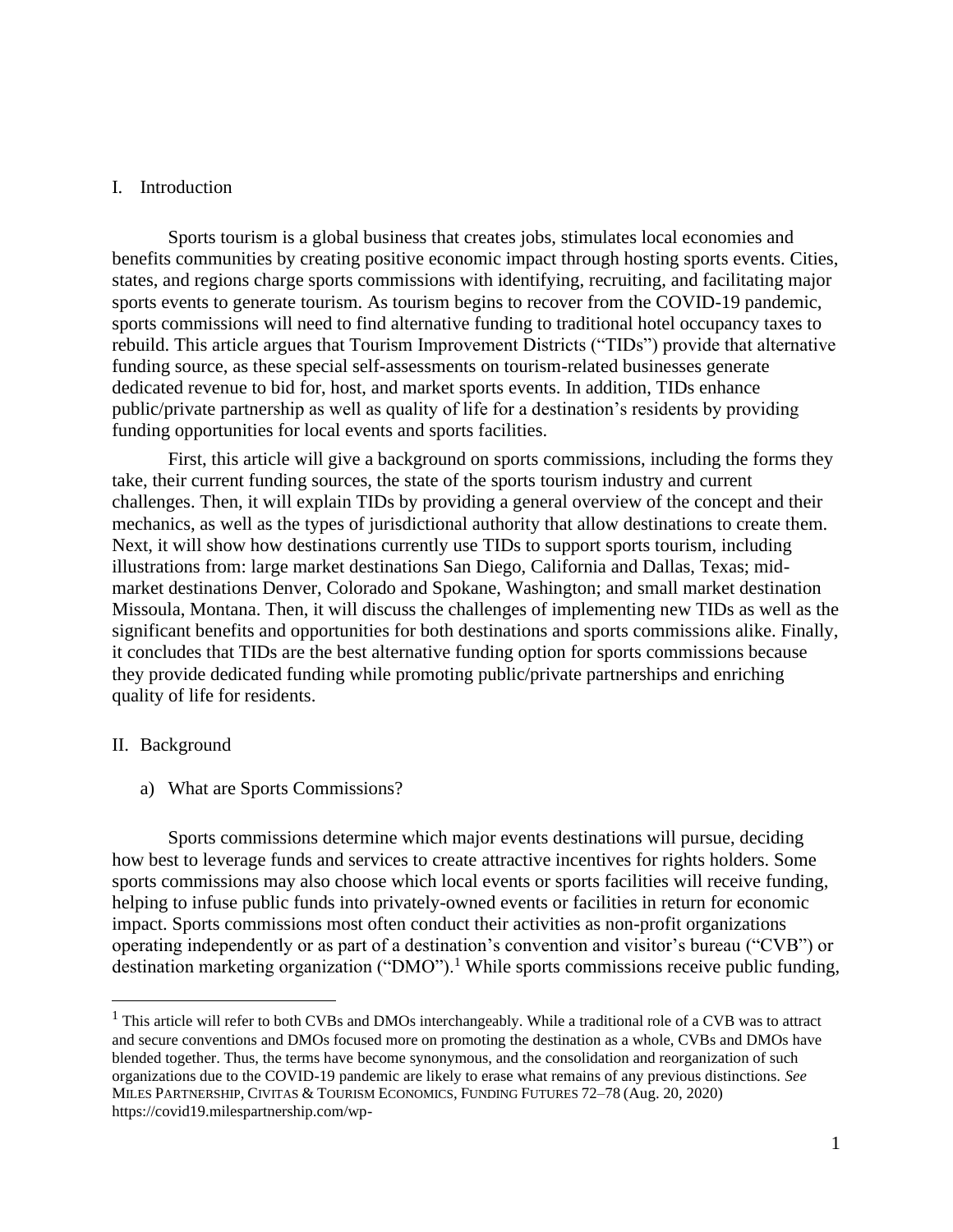## I. Introduction

Sports tourism is a global business that creates jobs, stimulates local economies and benefits communities by creating positive economic impact through hosting sports events. Cities, states, and regions charge sports commissions with identifying, recruiting, and facilitating major sports events to generate tourism. As tourism begins to recover from the COVID-19 pandemic, sports commissions will need to find alternative funding to traditional hotel occupancy taxes to rebuild. This article argues that Tourism Improvement Districts ("TIDs") provide that alternative funding source, as these special self-assessments on tourism-related businesses generate dedicated revenue to bid for, host, and market sports events. In addition, TIDs enhance public/private partnership as well as quality of life for a destination's residents by providing funding opportunities for local events and sports facilities.

First, this article will give a background on sports commissions, including the forms they take, their current funding sources, the state of the sports tourism industry and current challenges. Then, it will explain TIDs by providing a general overview of the concept and their mechanics, as well as the types of jurisdictional authority that allow destinations to create them. Next, it will show how destinations currently use TIDs to support sports tourism, including illustrations from: large market destinations San Diego, California and Dallas, Texas; mid-market destinations Denver, Colorado and Spokane, Washington; and small market destination Missoula, Montana. Then, it will discuss the challenges of implementing new TIDs as well as the significant benefits and opportunities for both destinations and sports commissions alike. Finally, it concludes that TIDs are the best alternative funding option for sports commissions because they provide dedicated funding while promoting public/private partnerships and enriching quality of life for residents.

## II. Background

### a) What are Sports Commissions?

Sports commissions determine which major events destinations will pursue, deciding how best to leverage funds and services to create attractive incentives for rights holders. Some sports commissions may also choose which local events or sports facilities will receive funding, helping to infuse public funds into privately-owned events or facilities in return for economic impact. Sports commissions most often conduct their activities as non-profit organizations operating independently or as part of a destination's convention and visitor's bureau ("CVB") or destination marketing organization ("DMO").[1] While sports commissions receive public funding,

[1] This article will refer to both CVBs and DMOs interchangeably. While a traditional role of a CVB was to attract and secure conventions and DMOs focused more on promoting the destination as a whole, CVBs and DMOs have blended together. Thus, the terms have become synonymous, and the consolidation and reorganization of such organizations due to the COVID-19 pandemic are likely to erase what remains of any previous distinctions. *See* MILES PARTNERSHIP, CIVITAS & TOURISM ECONOMICS, FUNDING FUTURES 72–78 (Aug. 20, 2020) https://covid19.milespartnership.com/wp-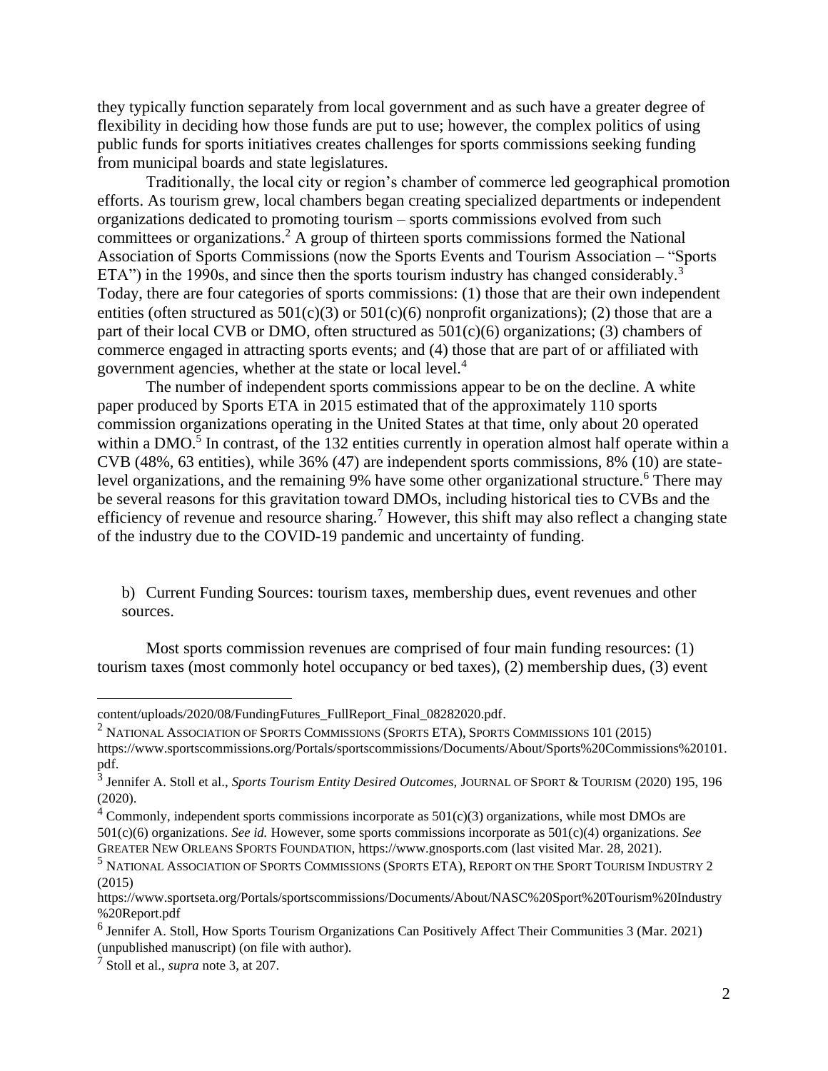they typically function separately from local government and as such have a greater degree of flexibility in deciding how those funds are put to use; however, the complex politics of using public funds for sports initiatives creates challenges for sports commissions seeking funding from municipal boards and state legislatures.

Traditionally, the local city or region's chamber of commerce led geographical promotion efforts. As tourism grew, local chambers began creating specialized departments or independent organizations dedicated to promoting tourism – sports commissions evolved from such committees or organizations.[2] A group of thirteen sports commissions formed the National Association of Sports Commissions (now the Sports Events and Tourism Association – "Sports ETA") in the 1990s, and since then the sports tourism industry has changed considerably.[3] Today, there are four categories of sports commissions: (1) those that are their own independent entities (often structured as 501(c)(3) or 501(c)(6) nonprofit organizations); (2) those that are a part of their local CVB or DMO, often structured as 501(c)(6) organizations; (3) chambers of commerce engaged in attracting sports events; and (4) those that are part of or affiliated with government agencies, whether at the state or local level.[4]

The number of independent sports commissions appear to be on the decline. A white paper produced by Sports ETA in 2015 estimated that of the approximately 110 sports commission organizations operating in the United States at that time, only about 20 operated within a DMO.[5] In contrast, of the 132 entities currently in operation almost half operate within a CVB (48%, 63 entities), while 36% (47) are independent sports commissions, 8% (10) are state-level organizations, and the remaining 9% have some other organizational structure.[6] There may be several reasons for this gravitation toward DMOs, including historical ties to CVBs and the efficiency of revenue and resource sharing.[7] However, this shift may also reflect a changing state of the industry due to the COVID-19 pandemic and uncertainty of funding.

b) Current Funding Sources: tourism taxes, membership dues, event revenues and other sources.

Most sports commission revenues are comprised of four main funding resources: (1) tourism taxes (most commonly hotel occupancy or bed taxes), (2) membership dues, (3) event

---

content/uploads/2020/08/FundingFutures_FullReport_Final_08282020.pdf.

[2] National Association of Sports Commissions (Sports ETA), Sports Commissions 101 (2015) https://www.sportscommissions.org/Portals/sportscommissions/Documents/About/Sports%20Commissions%20101.pdf.

[3] Jennifer A. Stoll et al., *Sports Tourism Entity Desired Outcomes,* Journal of Sport & Tourism (2020) 195, 196 (2020).

[4] Commonly, independent sports commissions incorporate as 501(c)(3) organizations, while most DMOs are 501(c)(6) organizations. *See id.* However, some sports commissions incorporate as 501(c)(4) organizations. *See* Greater New Orleans Sports Foundation, https://www.gnosports.com (last visited Mar. 28, 2021).

[5] National Association of Sports Commissions (Sports ETA), Report on the Sport Tourism Industry 2 (2015) https://www.sportseta.org/Portals/sportscommissions/Documents/About/NASC%20Sport%20Tourism%20Industry%20Report.pdf

[6] Jennifer A. Stoll, How Sports Tourism Organizations Can Positively Affect Their Communities 3 (Mar. 2021) (unpublished manuscript) (on file with author).

[7] Stoll et al., *supra* note 3, at 207.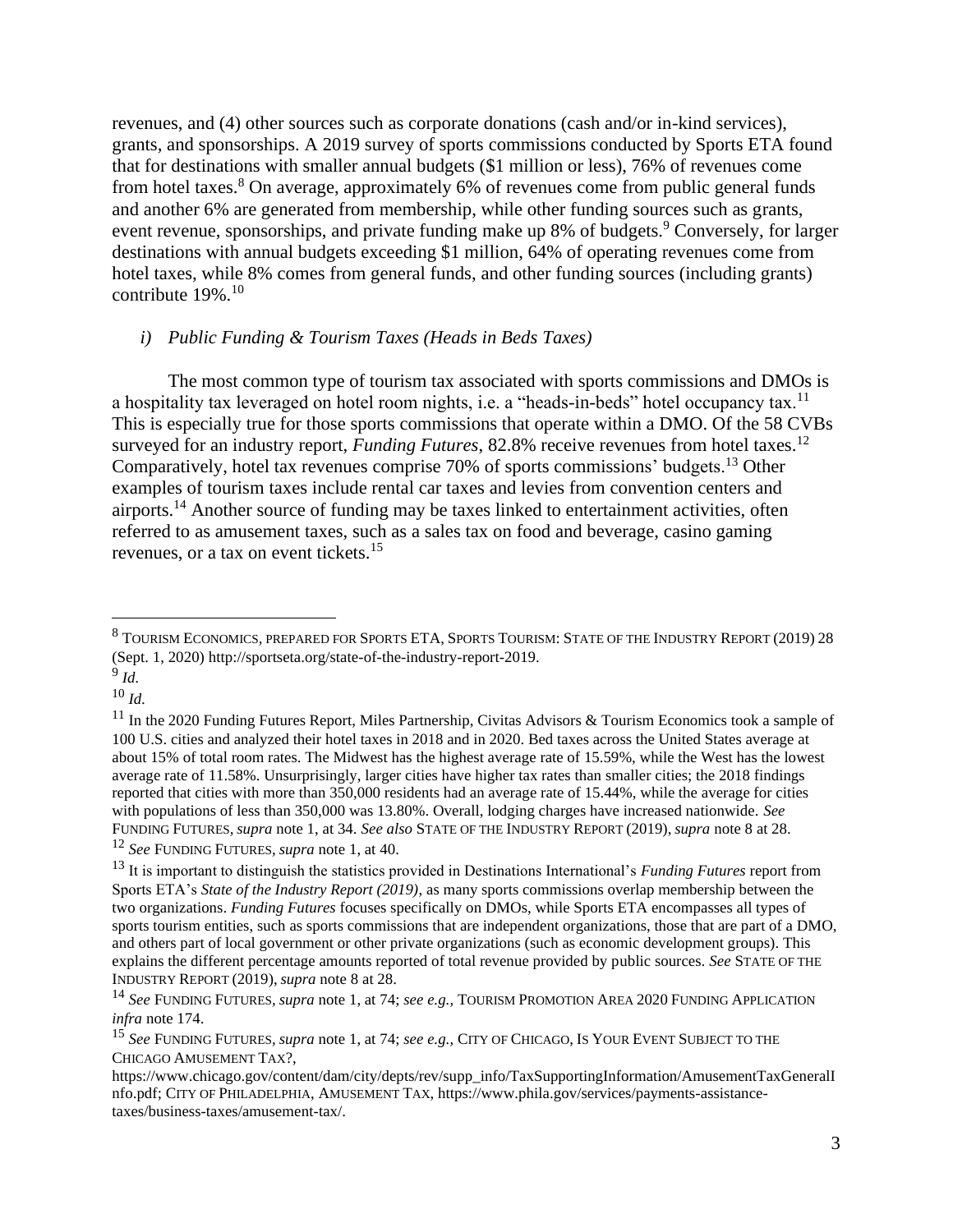revenues, and (4) other sources such as corporate donations (cash and/or in-kind services), grants, and sponsorships. A 2019 survey of sports commissions conducted by Sports ETA found that for destinations with smaller annual budgets ($1 million or less), 76% of revenues come from hotel taxes.[8] On average, approximately 6% of revenues come from public general funds and another 6% are generated from membership, while other funding sources such as grants, event revenue, sponsorships, and private funding make up 8% of budgets.[9] Conversely, for larger destinations with annual budgets exceeding $1 million, 64% of operating revenues come from hotel taxes, while 8% comes from general funds, and other funding sources (including grants) contribute 19%.[10]

### *i) Public Funding & Tourism Taxes (Heads in Beds Taxes)*

The most common type of tourism tax associated with sports commissions and DMOs is a hospitality tax leveraged on hotel room nights, i.e. a "heads-in-beds" hotel occupancy tax.[11] This is especially true for those sports commissions that operate within a DMO. Of the 58 CVBs surveyed for an industry report, *Funding Futures*, 82.8% receive revenues from hotel taxes.[12] Comparatively, hotel tax revenues comprise 70% of sports commissions' budgets.[13] Other examples of tourism taxes include rental car taxes and levies from convention centers and airports.[14] Another source of funding may be taxes linked to entertainment activities, often referred to as amusement taxes, such as a sales tax on food and beverage, casino gaming revenues, or a tax on event tickets.[15]

---

[8] TOURISM ECONOMICS, PREPARED FOR SPORTS ETA, SPORTS TOURISM: STATE OF THE INDUSTRY REPORT (2019) 28 (Sept. 1, 2020) http://sportseta.org/state-of-the-industry-report-2019.

[9] *Id.*

[10] *Id.*

[11] In the 2020 Funding Futures Report, Miles Partnership, Civitas Advisors & Tourism Economics took a sample of 100 U.S. cities and analyzed their hotel taxes in 2018 and in 2020. Bed taxes across the United States average at about 15% of total room rates. The Midwest has the highest average rate of 15.59%, while the West has the lowest average rate of 11.58%. Unsurprisingly, larger cities have higher tax rates than smaller cities; the 2018 findings reported that cities with more than 350,000 residents had an average rate of 15.44%, while the average for cities with populations of less than 350,000 was 13.80%. Overall, lodging charges have increased nationwide. *See* FUNDING FUTURES, *supra* note 1, at 34. *See also* STATE OF THE INDUSTRY REPORT (2019), *supra* note 8 at 28.

[12] *See* FUNDING FUTURES, *supra* note 1, at 40.

[13] It is important to distinguish the statistics provided in Destinations International's *Funding Futures* report from Sports ETA's *State of the Industry Report (2019)*, as many sports commissions overlap membership between the two organizations. *Funding Futures* focuses specifically on DMOs, while Sports ETA encompasses all types of sports tourism entities, such as sports commissions that are independent organizations, those that are part of a DMO, and others part of local government or other private organizations (such as economic development groups). This explains the different percentage amounts reported of total revenue provided by public sources. *See* STATE OF THE INDUSTRY REPORT (2019), *supra* note 8 at 28.

[14] *See* FUNDING FUTURES, *supra* note 1, at 74; *see e.g.,* TOURISM PROMOTION AREA 2020 FUNDING APPLICATION *infra* note 174.

[15] *See* FUNDING FUTURES, *supra* note 1, at 74; *see e.g.,* CITY OF CHICAGO, IS YOUR EVENT SUBJECT TO THE CHICAGO AMUSEMENT TAX?, https://www.chicago.gov/content/dam/city/depts/rev/supp_info/TaxSupportingInformation/AmusementTaxGeneralInfo.pdf; CITY OF PHILADELPHIA, AMUSEMENT TAX, https://www.phila.gov/services/payments-assistance-taxes/business-taxes/amusement-tax/.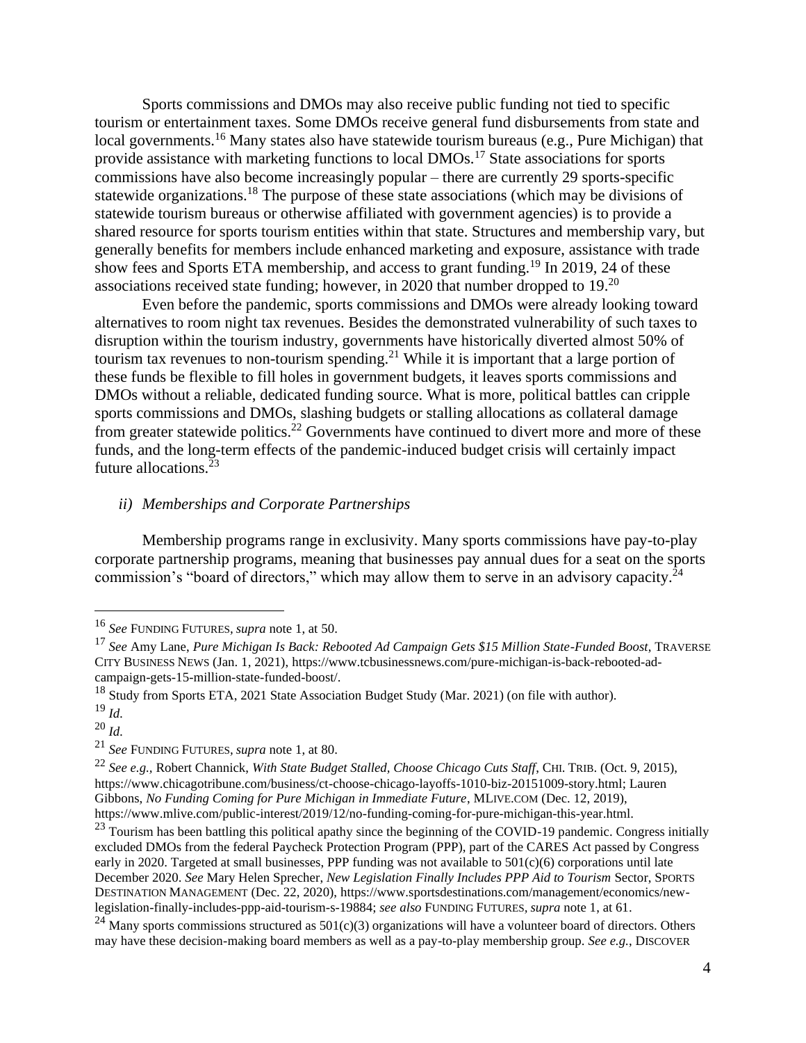Sports commissions and DMOs may also receive public funding not tied to specific tourism or entertainment taxes. Some DMOs receive general fund disbursements from state and local governments.[16] Many states also have statewide tourism bureaus (e.g., Pure Michigan) that provide assistance with marketing functions to local DMOs.[17] State associations for sports commissions have also become increasingly popular – there are currently 29 sports-specific statewide organizations.[18] The purpose of these state associations (which may be divisions of statewide tourism bureaus or otherwise affiliated with government agencies) is to provide a shared resource for sports tourism entities within that state. Structures and membership vary, but generally benefits for members include enhanced marketing and exposure, assistance with trade show fees and Sports ETA membership, and access to grant funding.[19] In 2019, 24 of these associations received state funding; however, in 2020 that number dropped to 19.[20]

Even before the pandemic, sports commissions and DMOs were already looking toward alternatives to room night tax revenues. Besides the demonstrated vulnerability of such taxes to disruption within the tourism industry, governments have historically diverted almost 50% of tourism tax revenues to non-tourism spending.[21] While it is important that a large portion of these funds be flexible to fill holes in government budgets, it leaves sports commissions and DMOs without a reliable, dedicated funding source. What is more, political battles can cripple sports commissions and DMOs, slashing budgets or stalling allocations as collateral damage from greater statewide politics.[22] Governments have continued to divert more and more of these funds, and the long-term effects of the pandemic-induced budget crisis will certainly impact future allocations.[23]

*ii) Memberships and Corporate Partnerships*

Membership programs range in exclusivity. Many sports commissions have pay-to-play corporate partnership programs, meaning that businesses pay annual dues for a seat on the sports commission's "board of directors," which may allow them to serve in an advisory capacity.[24]

---

[16] *See* FUNDING FUTURES, *supra* note 1, at 50.

[17] *See* Amy Lane, *Pure Michigan Is Back: Rebooted Ad Campaign Gets $15 Million State-Funded Boost*, TRAVERSE CITY BUSINESS NEWS (Jan. 1, 2021), https://www.tcbusinessnews.com/pure-michigan-is-back-rebooted-ad-campaign-gets-15-million-state-funded-boost/.

[18] Study from Sports ETA, 2021 State Association Budget Study (Mar. 2021) (on file with author).

[19] *Id.*

[20] *Id.*

[21] *See* FUNDING FUTURES, *supra* note 1, at 80.

[22] *See e.g.,* Robert Channick, *With State Budget Stalled, Choose Chicago Cuts Staff*, CHI. TRIB. (Oct. 9, 2015), https://www.chicagotribune.com/business/ct-choose-chicago-layoffs-1010-biz-20151009-story.html; Lauren Gibbons, *No Funding Coming for Pure Michigan in Immediate Future*, MLIVE.COM (Dec. 12, 2019), https://www.mlive.com/public-interest/2019/12/no-funding-coming-for-pure-michigan-this-year.html.

[23] Tourism has been battling this political apathy since the beginning of the COVID-19 pandemic. Congress initially excluded DMOs from the federal Paycheck Protection Program (PPP), part of the CARES Act passed by Congress early in 2020. Targeted at small businesses, PPP funding was not available to 501(c)(6) corporations until late December 2020. *See* Mary Helen Sprecher, *New Legislation Finally Includes PPP Aid to Tourism* Sector, SPORTS DESTINATION MANAGEMENT (Dec. 22, 2020), https://www.sportsdestinations.com/management/economics/new-legislation-finally-includes-ppp-aid-tourism-s-19884; *see also* FUNDING FUTURES, *supra* note 1, at 61.

[24] Many sports commissions structured as 501(c)(3) organizations will have a volunteer board of directors. Others may have these decision-making board members as well as a pay-to-play membership group. *See e.g.*, DISCOVER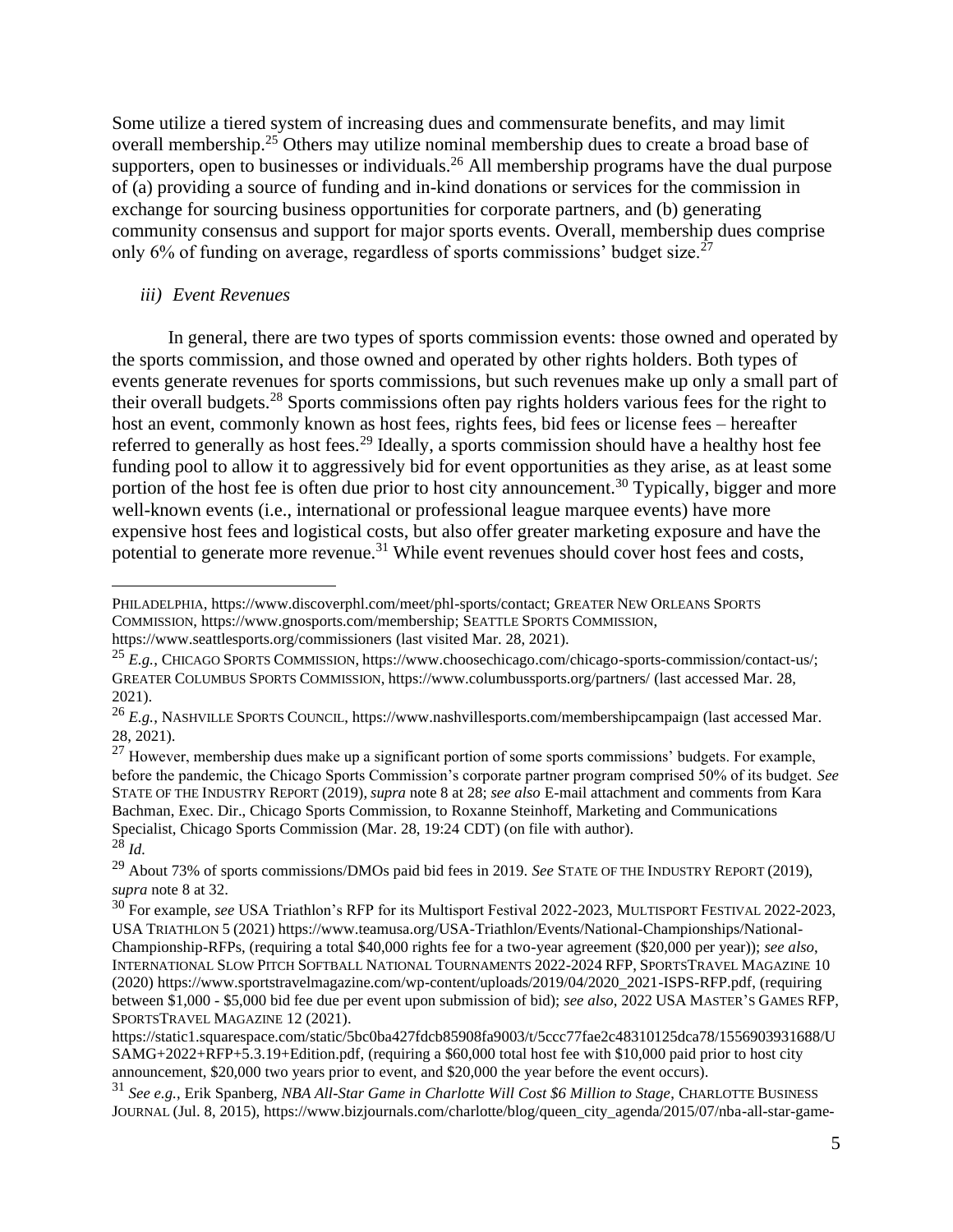Some utilize a tiered system of increasing dues and commensurate benefits, and may limit overall membership.[25] Others may utilize nominal membership dues to create a broad base of supporters, open to businesses or individuals.[26] All membership programs have the dual purpose of (a) providing a source of funding and in-kind donations or services for the commission in exchange for sourcing business opportunities for corporate partners, and (b) generating community consensus and support for major sports events. Overall, membership dues comprise only 6% of funding on average, regardless of sports commissions' budget size.[27]

*iii) Event Revenues*

In general, there are two types of sports commission events: those owned and operated by the sports commission, and those owned and operated by other rights holders. Both types of events generate revenues for sports commissions, but such revenues make up only a small part of their overall budgets.[28] Sports commissions often pay rights holders various fees for the right to host an event, commonly known as host fees, rights fees, bid fees or license fees – hereafter referred to generally as host fees.[29] Ideally, a sports commission should have a healthy host fee funding pool to allow it to aggressively bid for event opportunities as they arise, as at least some portion of the host fee is often due prior to host city announcement.[30] Typically, bigger and more well-known events (i.e., international or professional league marquee events) have more expensive host fees and logistical costs, but also offer greater marketing exposure and have the potential to generate more revenue.[31] While event revenues should cover host fees and costs,

---

PHILADELPHIA, https://www.discoverphl.com/meet/phl-sports/contact; GREATER NEW ORLEANS SPORTS COMMISSION, https://www.gnosports.com/membership; SEATTLE SPORTS COMMISSION, https://www.seattlesports.org/commissioners (last visited Mar. 28, 2021).

[25] *E.g.*, CHICAGO SPORTS COMMISSION, https://www.choosechicago.com/chicago-sports-commission/contact-us/; GREATER COLUMBUS SPORTS COMMISSION, https://www.columbussports.org/partners/ (last accessed Mar. 28, 2021).

[26] *E.g.*, NASHVILLE SPORTS COUNCIL, https://www.nashvillesports.com/membershipcampaign (last accessed Mar. 28, 2021).

[27] However, membership dues make up a significant portion of some sports commissions' budgets. For example, before the pandemic, the Chicago Sports Commission's corporate partner program comprised 50% of its budget. *See* STATE OF THE INDUSTRY REPORT (2019), *supra* note 8 at 28; *see also* E-mail attachment and comments from Kara Bachman, Exec. Dir., Chicago Sports Commission, to Roxanne Steinhoff, Marketing and Communications Specialist, Chicago Sports Commission (Mar. 28, 19:24 CDT) (on file with author).

[28] *Id.*

[29] About 73% of sports commissions/DMOs paid bid fees in 2019. *See* STATE OF THE INDUSTRY REPORT (2019), *supra* note 8 at 32.

[30] For example, *see* USA Triathlon's RFP for its Multisport Festival 2022-2023, MULTISPORT FESTIVAL 2022-2023, USA TRIATHLON 5 (2021) https://www.teamusa.org/USA-Triathlon/Events/National-Championships/National-Championship-RFPs, (requiring a total $40,000 rights fee for a two-year agreement ($20,000 per year)); *see also*, INTERNATIONAL SLOW PITCH SOFTBALL NATIONAL TOURNAMENTS 2022-2024 RFP, SPORTSTRAVEL MAGAZINE 10 (2020) https://www.sportstravelmagazine.com/wp-content/uploads/2019/04/2020_2021-ISPS-RFP.pdf, (requiring between $1,000 - $5,000 bid fee due per event upon submission of bid); *see also*, 2022 USA MASTER'S GAMES RFP, SPORTSTRAVEL MAGAZINE 12 (2021). https://static1.squarespace.com/static/5bc0ba427fdcb85908fa9003/t/5ccc77fae2c48310125dca78/1556903931688/USAMG+2022+RFP+5.3.19+Edition.pdf, (requiring a $60,000 total host fee with $10,000 paid prior to host city announcement, $20,000 two years prior to event, and $20,000 the year before the event occurs).

[31] *See e.g.*, Erik Spanberg, *NBA All-Star Game in Charlotte Will Cost $6 Million to Stage*, CHARLOTTE BUSINESS JOURNAL (Jul. 8, 2015), https://www.bizjournals.com/charlotte/blog/queen_city_agenda/2015/07/nba-all-star-game-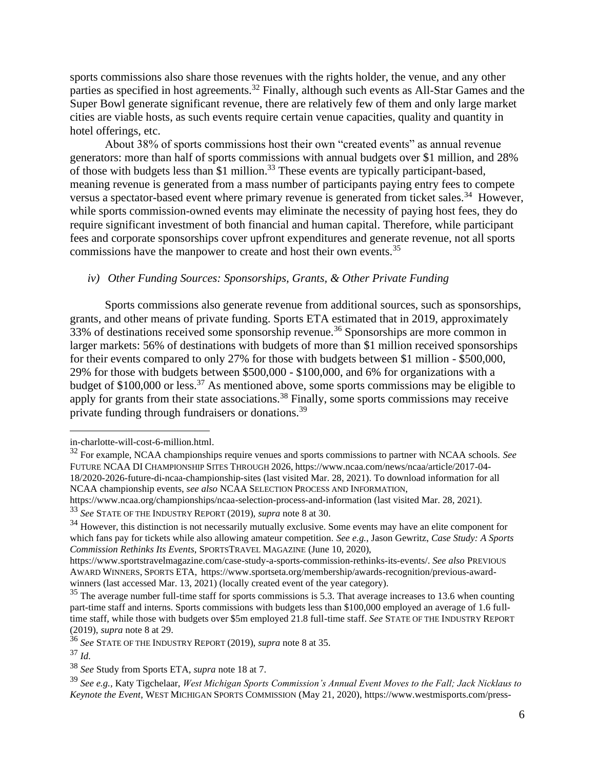sports commissions also share those revenues with the rights holder, the venue, and any other parties as specified in host agreements.[32] Finally, although such events as All-Star Games and the Super Bowl generate significant revenue, there are relatively few of them and only large market cities are viable hosts, as such events require certain venue capacities, quality and quantity in hotel offerings, etc.

About 38% of sports commissions host their own "created events" as annual revenue generators: more than half of sports commissions with annual budgets over $1 million, and 28% of those with budgets less than $1 million.[33] These events are typically participant-based, meaning revenue is generated from a mass number of participants paying entry fees to compete versus a spectator-based event where primary revenue is generated from ticket sales.[34] However, while sports commission-owned events may eliminate the necessity of paying host fees, they do require significant investment of both financial and human capital. Therefore, while participant fees and corporate sponsorships cover upfront expenditures and generate revenue, not all sports commissions have the manpower to create and host their own events.[35]

### *iv) Other Funding Sources: Sponsorships, Grants, & Other Private Funding*

Sports commissions also generate revenue from additional sources, such as sponsorships, grants, and other means of private funding. Sports ETA estimated that in 2019, approximately 33% of destinations received some sponsorship revenue.[36] Sponsorships are more common in larger markets: 56% of destinations with budgets of more than $1 million received sponsorships for their events compared to only 27% for those with budgets between $1 million - $500,000, 29% for those with budgets between $500,000 - $100,000, and 6% for organizations with a budget of $100,000 or less.[37] As mentioned above, some sports commissions may be eligible to apply for grants from their state associations.[38] Finally, some sports commissions may receive private funding through fundraisers or donations.[39]

---

in-charlotte-will-cost-6-million.html.

[32] For example, NCAA championships require venues and sports commissions to partner with NCAA schools. *See* FUTURE NCAA DI CHAMPIONSHIP SITES THROUGH 2026, https://www.ncaa.com/news/ncaa/article/2017-04-18/2020-2026-future-di-ncaa-championship-sites (last visited Mar. 28, 2021). To download information for all NCAA championship events, *see also* NCAA SELECTION PROCESS AND INFORMATION, https://www.ncaa.org/championships/ncaa-selection-process-and-information (last visited Mar. 28, 2021).

[33] *See* STATE OF THE INDUSTRY REPORT (2019), *supra* note 8 at 30.

[34] However, this distinction is not necessarily mutually exclusive. Some events may have an elite component for which fans pay for tickets while also allowing amateur competition. *See e.g.*, Jason Gewritz, *Case Study: A Sports Commission Rethinks Its Events*, SPORTSTRAVEL MAGAZINE (June 10, 2020), https://www.sportstravelmagazine.com/case-study-a-sports-commission-rethinks-its-events/. *See also* PREVIOUS AWARD WINNERS, SPORTS ETA, https://www.sportseta.org/membership/awards-recognition/previous-award-winners (last accessed Mar. 13, 2021) (locally created event of the year category).

[35] The average number full-time staff for sports commissions is 5.3. That average increases to 13.6 when counting part-time staff and interns. Sports commissions with budgets less than $100,000 employed an average of 1.6 full-time staff, while those with budgets over $5m employed 21.8 full-time staff. *See* STATE OF THE INDUSTRY REPORT (2019), *supra* note 8 at 29.

[36] *See* STATE OF THE INDUSTRY REPORT (2019), *supra* note 8 at 35.

[37] *Id.*

[38] *See* Study from Sports ETA, *supra* note 18 at 7.

[39] *See e.g.*, Katy Tigchelaar, *West Michigan Sports Commission's Annual Event Moves to the Fall; Jack Nicklaus to Keynote the Event*, WEST MICHIGAN SPORTS COMMISSION (May 21, 2020), https://www.westmisports.com/press-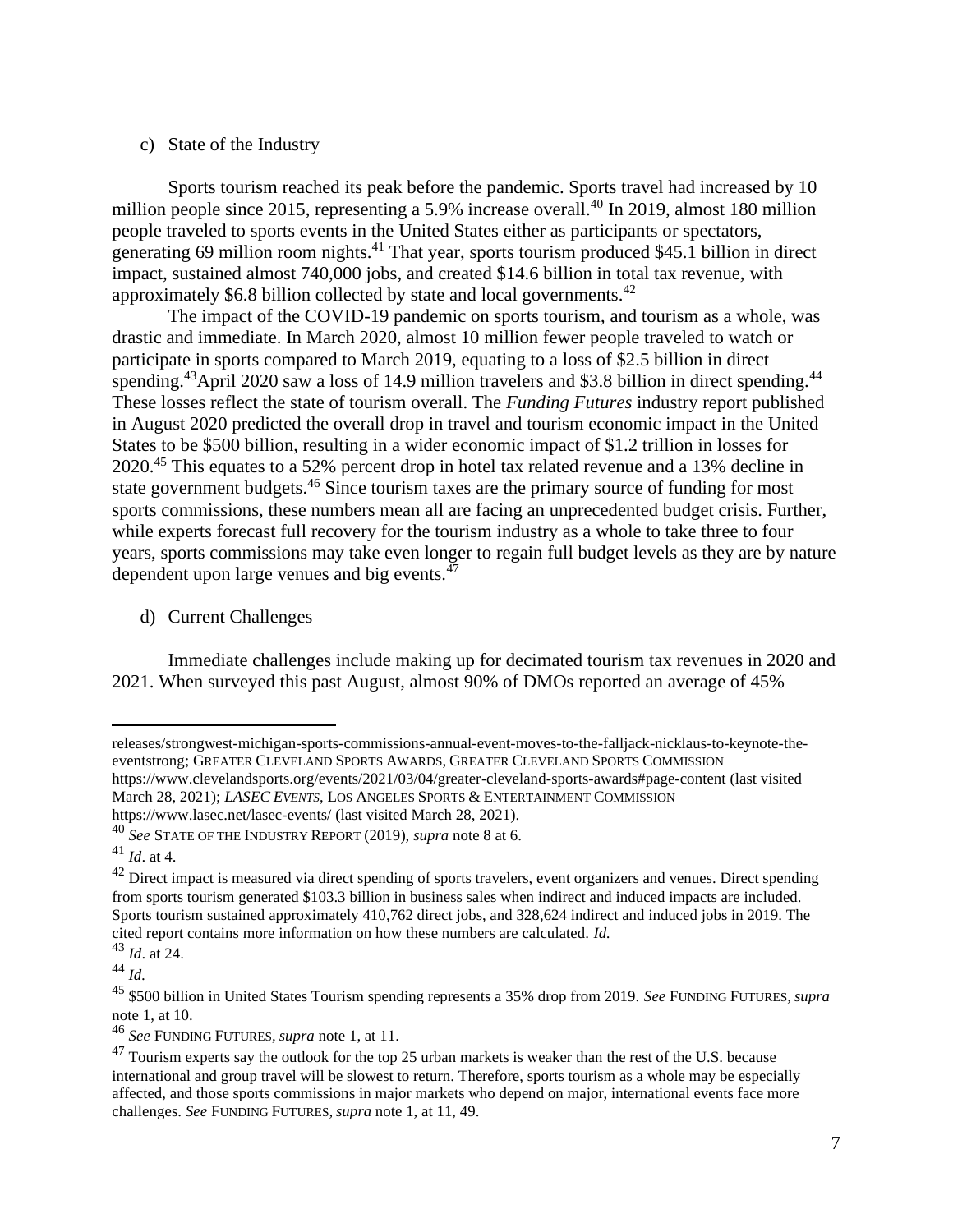c) State of the Industry

Sports tourism reached its peak before the pandemic. Sports travel had increased by 10 million people since 2015, representing a 5.9% increase overall.[40] In 2019, almost 180 million people traveled to sports events in the United States either as participants or spectators, generating 69 million room nights.[41] That year, sports tourism produced $45.1 billion in direct impact, sustained almost 740,000 jobs, and created $14.6 billion in total tax revenue, with approximately $6.8 billion collected by state and local governments.[42]

The impact of the COVID-19 pandemic on sports tourism, and tourism as a whole, was drastic and immediate. In March 2020, almost 10 million fewer people traveled to watch or participate in sports compared to March 2019, equating to a loss of $2.5 billion in direct spending.[43]April 2020 saw a loss of 14.9 million travelers and $3.8 billion in direct spending.[44] These losses reflect the state of tourism overall. The *Funding Futures* industry report published in August 2020 predicted the overall drop in travel and tourism economic impact in the United States to be $500 billion, resulting in a wider economic impact of $1.2 trillion in losses for 2020.[45] This equates to a 52% percent drop in hotel tax related revenue and a 13% decline in state government budgets.[46] Since tourism taxes are the primary source of funding for most sports commissions, these numbers mean all are facing an unprecedented budget crisis. Further, while experts forecast full recovery for the tourism industry as a whole to take three to four years, sports commissions may take even longer to regain full budget levels as they are by nature dependent upon large venues and big events.[47]

d) Current Challenges

Immediate challenges include making up for decimated tourism tax revenues in 2020 and 2021. When surveyed this past August, almost 90% of DMOs reported an average of 45%

---

releases/strongwest-michigan-sports-commissions-annual-event-moves-to-the-falljack-nicklaus-to-keynote-the-eventstrong; GREATER CLEVELAND SPORTS AWARDS, GREATER CLEVELAND SPORTS COMMISSION https://www.clevelandsports.org/events/2021/03/04/greater-cleveland-sports-awards#page-content (last visited March 28, 2021); *LASEC EVENTS*, LOS ANGELES SPORTS & ENTERTAINMENT COMMISSION https://www.lasec.net/lasec-events/ (last visited March 28, 2021).

[40] *See* STATE OF THE INDUSTRY REPORT (2019), *supra* note 8 at 6.

[41] *Id*. at 4.

[42] Direct impact is measured via direct spending of sports travelers, event organizers and venues. Direct spending from sports tourism generated $103.3 billion in business sales when indirect and induced impacts are included. Sports tourism sustained approximately 410,762 direct jobs, and 328,624 indirect and induced jobs in 2019. The cited report contains more information on how these numbers are calculated. *Id.*

[43] *Id*. at 24.

[44] *Id.*

[45] $500 billion in United States Tourism spending represents a 35% drop from 2019. *See* FUNDING FUTURES, *supra* note 1, at 10.

[46] *See* FUNDING FUTURES, *supra* note 1, at 11.

[47] Tourism experts say the outlook for the top 25 urban markets is weaker than the rest of the U.S. because international and group travel will be slowest to return. Therefore, sports tourism as a whole may be especially affected, and those sports commissions in major markets who depend on major, international events face more challenges. *See* FUNDING FUTURES, *supra* note 1, at 11, 49.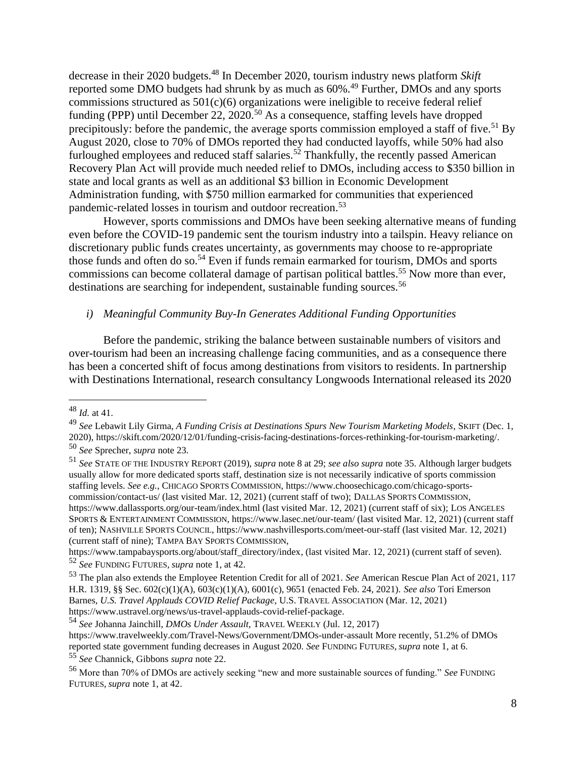decrease in their 2020 budgets.[48] In December 2020, tourism industry news platform *Skift* reported some DMO budgets had shrunk by as much as 60%.[49] Further, DMOs and any sports commissions structured as 501(c)(6) organizations were ineligible to receive federal relief funding (PPP) until December 22, 2020.[50] As a consequence, staffing levels have dropped precipitously: before the pandemic, the average sports commission employed a staff of five.[51] By August 2020, close to 70% of DMOs reported they had conducted layoffs, while 50% had also furloughed employees and reduced staff salaries.[52] Thankfully, the recently passed American Recovery Plan Act will provide much needed relief to DMOs, including access to $350 billion in state and local grants as well as an additional $3 billion in Economic Development Administration funding, with $750 million earmarked for communities that experienced pandemic-related losses in tourism and outdoor recreation.[53]

However, sports commissions and DMOs have been seeking alternative means of funding even before the COVID-19 pandemic sent the tourism industry into a tailspin. Heavy reliance on discretionary public funds creates uncertainty, as governments may choose to re-appropriate those funds and often do so.[54] Even if funds remain earmarked for tourism, DMOs and sports commissions can become collateral damage of partisan political battles.[55] Now more than ever, destinations are searching for independent, sustainable funding sources.[56]

*i) Meaningful Community Buy-In Generates Additional Funding Opportunities*

Before the pandemic, striking the balance between sustainable numbers of visitors and over-tourism had been an increasing challenge facing communities, and as a consequence there has been a concerted shift of focus among destinations from visitors to residents. In partnership with Destinations International, research consultancy Longwoods International released its 2020

---

[48] *Id.* at 41.

[49] *See* Lebawit Lily Girma, *A Funding Crisis at Destinations Spurs New Tourism Marketing Models*, SKIFT (Dec. 1, 2020), https://skift.com/2020/12/01/funding-crisis-facing-destinations-forces-rethinking-for-tourism-marketing/.

[50] *See* Sprecher, *supra* note 23.

[51] *See* STATE OF THE INDUSTRY REPORT (2019), *supra* note 8 at 29; *see also supra* note 35. Although larger budgets usually allow for more dedicated sports staff, destination size is not necessarily indicative of sports commission staffing levels. *See e.g.*, CHICAGO SPORTS COMMISSION, https://www.choosechicago.com/chicago-sports-commission/contact-us/ (last visited Mar. 12, 2021) (current staff of two); DALLAS SPORTS COMMISSION, https://www.dallassports.org/our-team/index.html (last visited Mar. 12, 2021) (current staff of six); LOS ANGELES SPORTS & ENTERTAINMENT COMMISSION, https://www.lasec.net/our-team/ (last visited Mar. 12, 2021) (current staff of ten); NASHVILLE SPORTS COUNCIL, https://www.nashvillesports.com/meet-our-staff (last visited Mar. 12, 2021) (current staff of nine); TAMPA BAY SPORTS COMMISSION, https://www.tampabaysports.org/about/staff_directory/index, (last visited Mar. 12, 2021) (current staff of seven).

[52] *See* FUNDING FUTURES, *supra* note 1, at 42.

[53] The plan also extends the Employee Retention Credit for all of 2021. *See* American Rescue Plan Act of 2021, 117 H.R. 1319, §§ Sec. 602(c)(1)(A), 603(c)(1)(A), 6001(c), 9651 (enacted Feb. 24, 2021). *See also* Tori Emerson Barnes, *U.S. Travel Applauds COVID Relief Package*, U.S. TRAVEL ASSOCIATION (Mar. 12, 2021) https://www.ustravel.org/news/us-travel-applauds-covid-relief-package.

[54] *See* Johanna Jainchill, *DMOs Under Assault*, TRAVEL WEEKLY (Jul. 12, 2017) https://www.travelweekly.com/Travel-News/Government/DMOs-under-assault More recently, 51.2% of DMOs reported state government funding decreases in August 2020. *See* FUNDING FUTURES, *supra* note 1, at 6.

[55] *See* Channick, Gibbons *supra* note 22.

[56] More than 70% of DMOs are actively seeking "new and more sustainable sources of funding." *See* FUNDING FUTURES, *supra* note 1, at 42.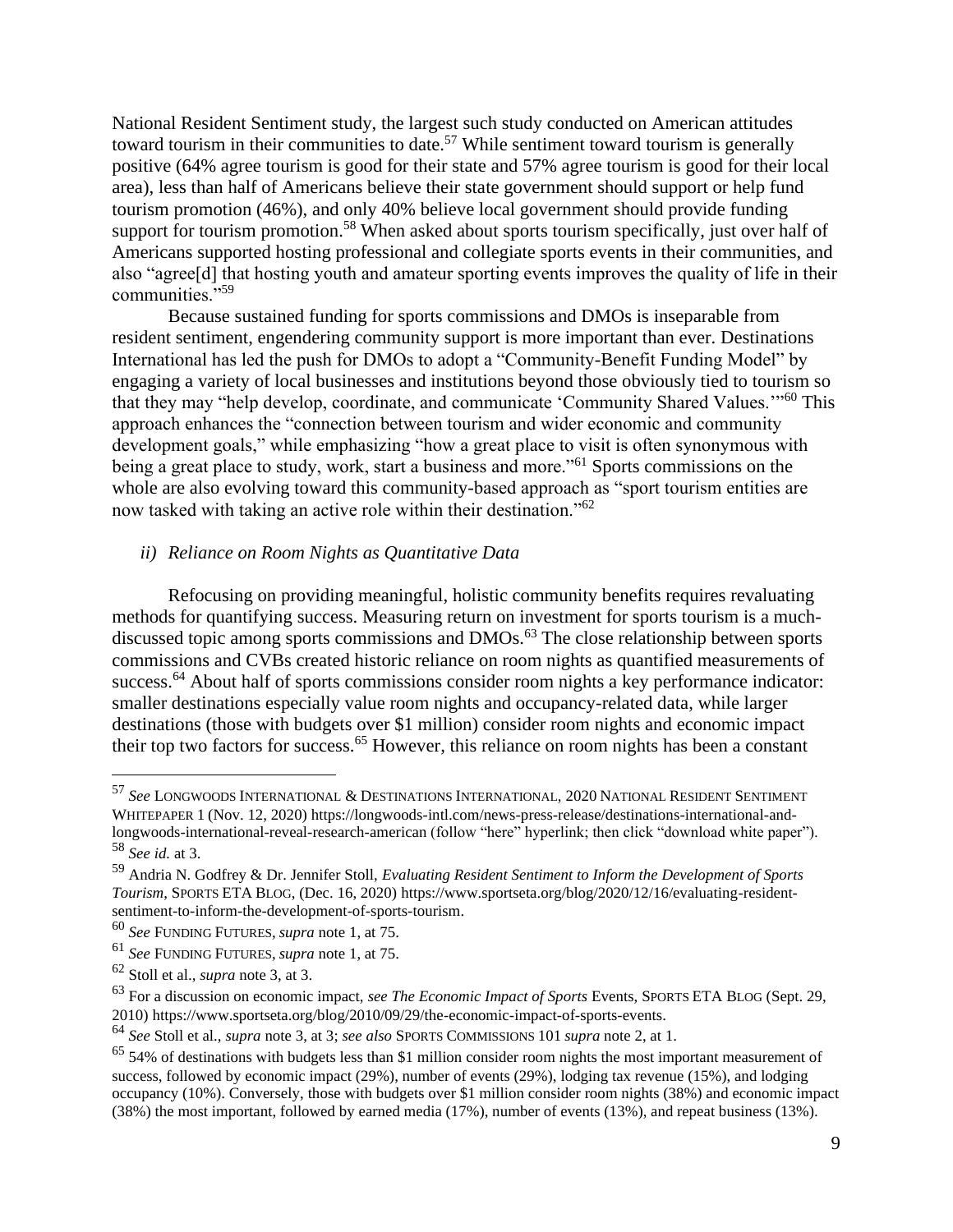National Resident Sentiment study, the largest such study conducted on American attitudes toward tourism in their communities to date.[57] While sentiment toward tourism is generally positive (64% agree tourism is good for their state and 57% agree tourism is good for their local area), less than half of Americans believe their state government should support or help fund tourism promotion (46%), and only 40% believe local government should provide funding support for tourism promotion.[58] When asked about sports tourism specifically, just over half of Americans supported hosting professional and collegiate sports events in their communities, and also "agree[d] that hosting youth and amateur sporting events improves the quality of life in their communities."[59]

Because sustained funding for sports commissions and DMOs is inseparable from resident sentiment, engendering community support is more important than ever. Destinations International has led the push for DMOs to adopt a "Community-Benefit Funding Model" by engaging a variety of local businesses and institutions beyond those obviously tied to tourism so that they may "help develop, coordinate, and communicate 'Community Shared Values.'"[60] This approach enhances the "connection between tourism and wider economic and community development goals," while emphasizing "how a great place to visit is often synonymous with being a great place to study, work, start a business and more."[61] Sports commissions on the whole are also evolving toward this community-based approach as "sport tourism entities are now tasked with taking an active role within their destination."[62]

*ii) Reliance on Room Nights as Quantitative Data*

Refocusing on providing meaningful, holistic community benefits requires revaluating methods for quantifying success. Measuring return on investment for sports tourism is a much-discussed topic among sports commissions and DMOs.[63] The close relationship between sports commissions and CVBs created historic reliance on room nights as quantified measurements of success.[64] About half of sports commissions consider room nights a key performance indicator: smaller destinations especially value room nights and occupancy-related data, while larger destinations (those with budgets over $1 million) consider room nights and economic impact their top two factors for success.[65] However, this reliance on room nights has been a constant

---

[57] *See* LONGWOODS INTERNATIONAL & DESTINATIONS INTERNATIONAL, 2020 NATIONAL RESIDENT SENTIMENT WHITEPAPER 1 (Nov. 12, 2020) https://longwoods-intl.com/news-press-release/destinations-international-and-longwoods-international-reveal-research-american (follow "here" hyperlink; then click "download white paper").

[58] *See id.* at 3.

[59] Andria N. Godfrey & Dr. Jennifer Stoll, *Evaluating Resident Sentiment to Inform the Development of Sports Tourism*, SPORTS ETA BLOG, (Dec. 16, 2020) https://www.sportseta.org/blog/2020/12/16/evaluating-resident-sentiment-to-inform-the-development-of-sports-tourism.

[60] *See* FUNDING FUTURES, *supra* note 1, at 75.

[61] *See* FUNDING FUTURES, *supra* note 1, at 75.

[62] Stoll et al., *supra* note 3, at 3.

[63] For a discussion on economic impact, *see The Economic Impact of Sports* Events, SPORTS ETA BLOG (Sept. 29, 2010) https://www.sportseta.org/blog/2010/09/29/the-economic-impact-of-sports-events.

[64] *See* Stoll et al., *supra* note 3, at 3; *see also* SPORTS COMMISSIONS 101 *supra* note 2, at 1.

[65] 54% of destinations with budgets less than $1 million consider room nights the most important measurement of success, followed by economic impact (29%), number of events (29%), lodging tax revenue (15%), and lodging occupancy (10%). Conversely, those with budgets over $1 million consider room nights (38%) and economic impact (38%) the most important, followed by earned media (17%), number of events (13%), and repeat business (13%).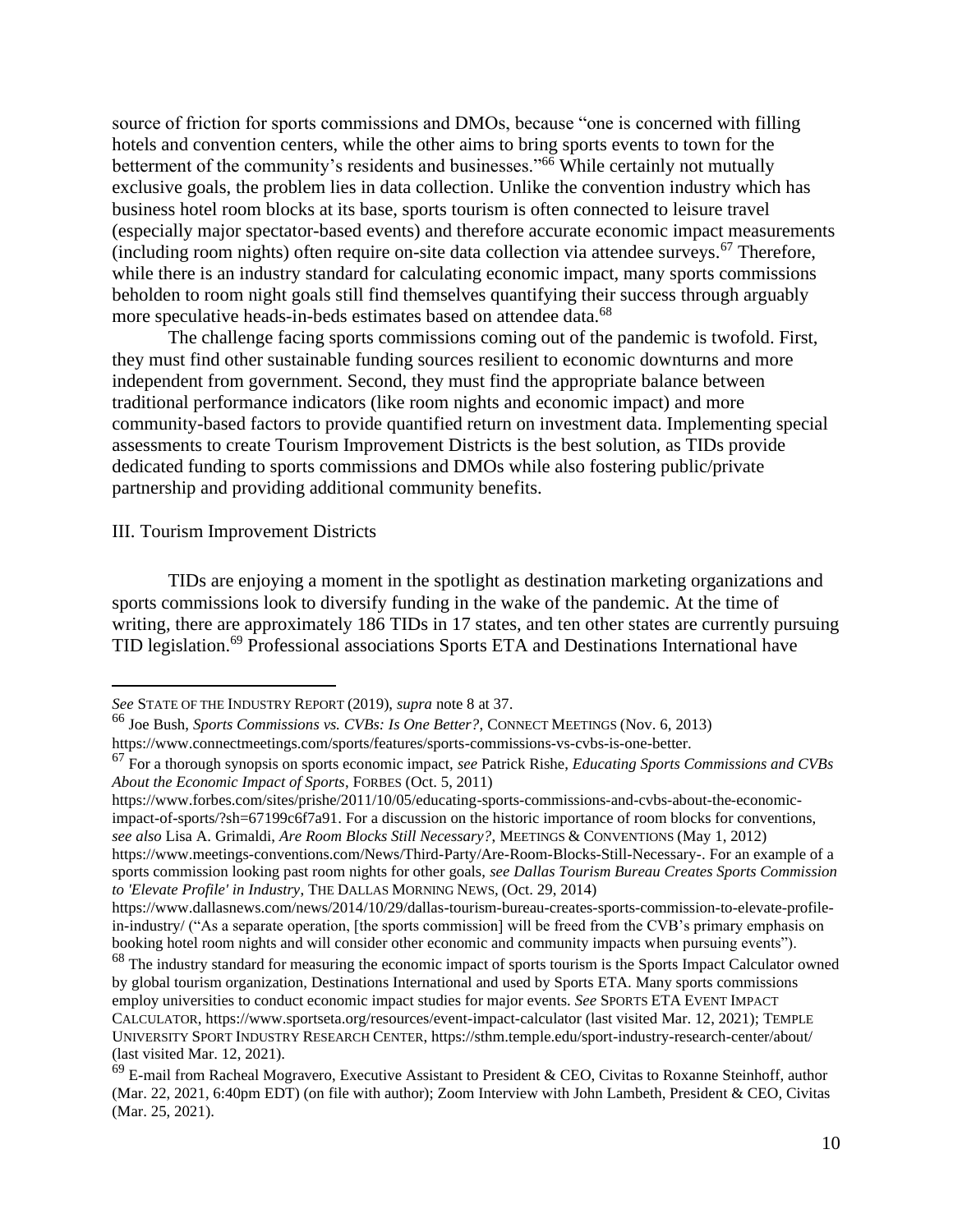source of friction for sports commissions and DMOs, because "one is concerned with filling hotels and convention centers, while the other aims to bring sports events to town for the betterment of the community's residents and businesses."[66] While certainly not mutually exclusive goals, the problem lies in data collection. Unlike the convention industry which has business hotel room blocks at its base, sports tourism is often connected to leisure travel (especially major spectator-based events) and therefore accurate economic impact measurements (including room nights) often require on-site data collection via attendee surveys.[67] Therefore, while there is an industry standard for calculating economic impact, many sports commissions beholden to room night goals still find themselves quantifying their success through arguably more speculative heads-in-beds estimates based on attendee data.[68]

The challenge facing sports commissions coming out of the pandemic is twofold. First, they must find other sustainable funding sources resilient to economic downturns and more independent from government. Second, they must find the appropriate balance between traditional performance indicators (like room nights and economic impact) and more community-based factors to provide quantified return on investment data. Implementing special assessments to create Tourism Improvement Districts is the best solution, as TIDs provide dedicated funding to sports commissions and DMOs while also fostering public/private partnership and providing additional community benefits.

## III. Tourism Improvement Districts

TIDs are enjoying a moment in the spotlight as destination marketing organizations and sports commissions look to diversify funding in the wake of the pandemic. At the time of writing, there are approximately 186 TIDs in 17 states, and ten other states are currently pursuing TID legislation.[69] Professional associations Sports ETA and Destinations International have

---

*See* STATE OF THE INDUSTRY REPORT (2019), *supra* note 8 at 37.

[66] Joe Bush, *Sports Commissions vs. CVBs: Is One Better?*, CONNECT MEETINGS (Nov. 6, 2013) https://www.connectmeetings.com/sports/features/sports-commissions-vs-cvbs-is-one-better.

[67] For a thorough synopsis on sports economic impact, *see* Patrick Rishe, *Educating Sports Commissions and CVBs About the Economic Impact of Sports*, FORBES (Oct. 5, 2011) https://www.forbes.com/sites/prishe/2011/10/05/educating-sports-commissions-and-cvbs-about-the-economic-impact-of-sports/?sh=67199c6f7a91. For a discussion on the historic importance of room blocks for conventions, *see also* Lisa A. Grimaldi, *Are Room Blocks Still Necessary?*, MEETINGS & CONVENTIONS (May 1, 2012) https://www.meetings-conventions.com/News/Third-Party/Are-Room-Blocks-Still-Necessary-. For an example of a sports commission looking past room nights for other goals, *see Dallas Tourism Bureau Creates Sports Commission to 'Elevate Profile' in Industry*, THE DALLAS MORNING NEWS, (Oct. 29, 2014) https://www.dallasnews.com/news/2014/10/29/dallas-tourism-bureau-creates-sports-commission-to-elevate-profile-in-industry/ ("As a separate operation, [the sports commission] will be freed from the CVB's primary emphasis on booking hotel room nights and will consider other economic and community impacts when pursuing events").

[68] The industry standard for measuring the economic impact of sports tourism is the Sports Impact Calculator owned by global tourism organization, Destinations International and used by Sports ETA. Many sports commissions employ universities to conduct economic impact studies for major events. *See* SPORTS ETA EVENT IMPACT CALCULATOR, https://www.sportseta.org/resources/event-impact-calculator (last visited Mar. 12, 2021); TEMPLE UNIVERSITY SPORT INDUSTRY RESEARCH CENTER, https://sthm.temple.edu/sport-industry-research-center/about/ (last visited Mar. 12, 2021).

[69] E-mail from Racheal Mogravero, Executive Assistant to President & CEO, Civitas to Roxanne Steinhoff, author (Mar. 22, 2021, 6:40pm EDT) (on file with author); Zoom Interview with John Lambeth, President & CEO, Civitas (Mar. 25, 2021).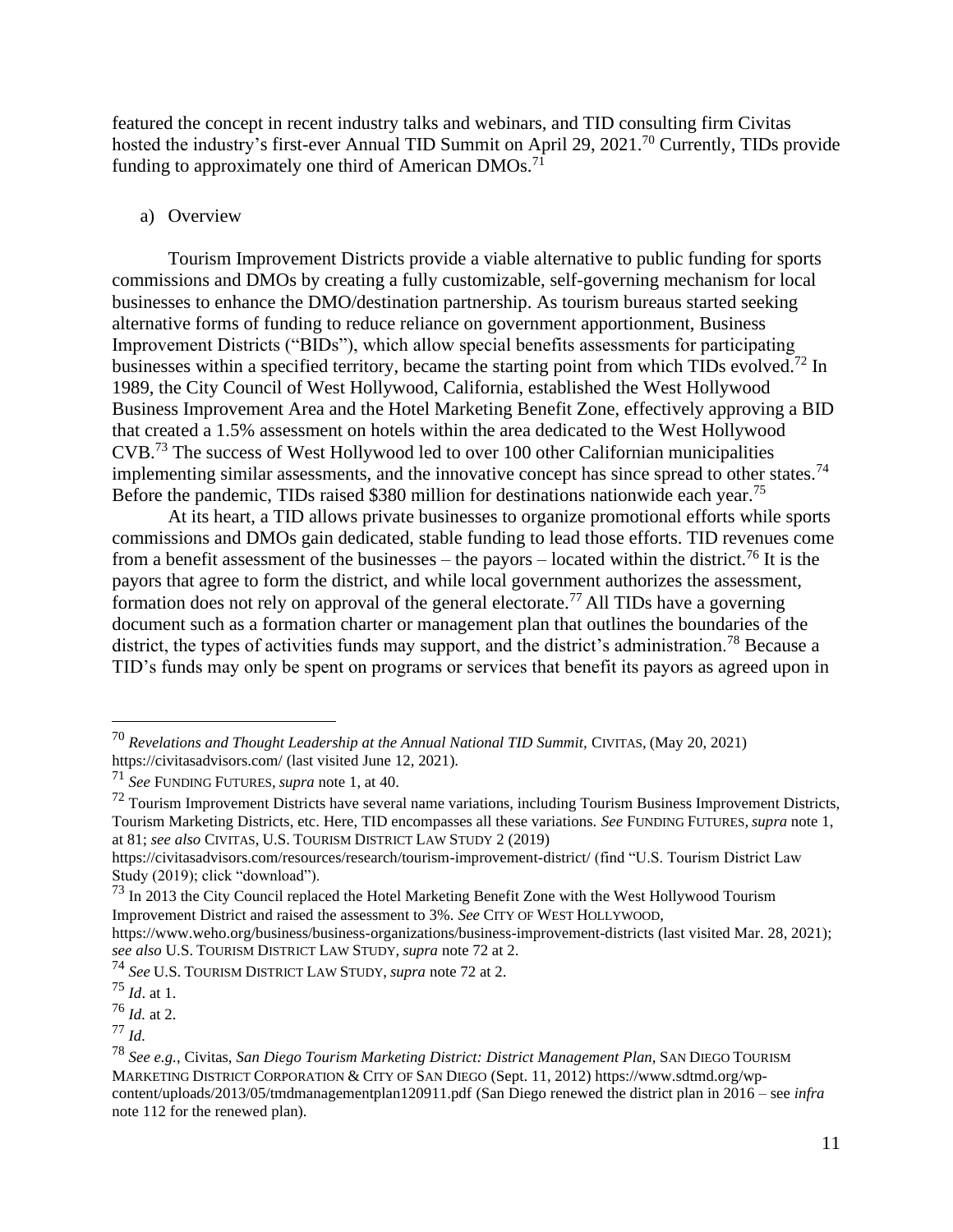featured the concept in recent industry talks and webinars, and TID consulting firm Civitas hosted the industry's first-ever Annual TID Summit on April 29, 2021.[70] Currently, TIDs provide funding to approximately one third of American DMOs.[71]

a) Overview

Tourism Improvement Districts provide a viable alternative to public funding for sports commissions and DMOs by creating a fully customizable, self-governing mechanism for local businesses to enhance the DMO/destination partnership. As tourism bureaus started seeking alternative forms of funding to reduce reliance on government apportionment, Business Improvement Districts ("BIDs"), which allow special benefits assessments for participating businesses within a specified territory, became the starting point from which TIDs evolved.[72] In 1989, the City Council of West Hollywood, California, established the West Hollywood Business Improvement Area and the Hotel Marketing Benefit Zone, effectively approving a BID that created a 1.5% assessment on hotels within the area dedicated to the West Hollywood CVB.[73] The success of West Hollywood led to over 100 other Californian municipalities implementing similar assessments, and the innovative concept has since spread to other states.[74] Before the pandemic, TIDs raised $380 million for destinations nationwide each year.[75]

At its heart, a TID allows private businesses to organize promotional efforts while sports commissions and DMOs gain dedicated, stable funding to lead those efforts. TID revenues come from a benefit assessment of the businesses – the payors – located within the district.[76] It is the payors that agree to form the district, and while local government authorizes the assessment, formation does not rely on approval of the general electorate.[77] All TIDs have a governing document such as a formation charter or management plan that outlines the boundaries of the district, the types of activities funds may support, and the district's administration.[78] Because a TID's funds may only be spent on programs or services that benefit its payors as agreed upon in

---

[70] *Revelations and Thought Leadership at the Annual National TID Summit*, CIVITAS, (May 20, 2021) https://civitasadvisors.com/ (last visited June 12, 2021).

[71] *See* FUNDING FUTURES, *supra* note 1, at 40.

[72] Tourism Improvement Districts have several name variations, including Tourism Business Improvement Districts, Tourism Marketing Districts, etc. Here, TID encompasses all these variations. *See* FUNDING FUTURES, *supra* note 1, at 81; *see also* CIVITAS, U.S. TOURISM DISTRICT LAW STUDY 2 (2019) https://civitasadvisors.com/resources/research/tourism-improvement-district/ (find "U.S. Tourism District Law Study (2019); click "download").

[73] In 2013 the City Council replaced the Hotel Marketing Benefit Zone with the West Hollywood Tourism Improvement District and raised the assessment to 3%. *See* CITY OF WEST HOLLYWOOD, https://www.weho.org/business/business-organizations/business-improvement-districts (last visited Mar. 28, 2021); *see also* U.S. TOURISM DISTRICT LAW STUDY, *supra* note 72 at 2.

[74] *See* U.S. TOURISM DISTRICT LAW STUDY, *supra* note 72 at 2.

[75] *Id*. at 1.

[76] *Id.* at 2.

[77] *Id.*

[78] *See e.g.*, Civitas, *San Diego Tourism Marketing District: District Management Plan*, SAN DIEGO TOURISM MARKETING DISTRICT CORPORATION & CITY OF SAN DIEGO (Sept. 11, 2012) https://www.sdtmd.org/wp-content/uploads/2013/05/tmdmanagementplan120911.pdf (San Diego renewed the district plan in 2016 – see *infra* note 112 for the renewed plan).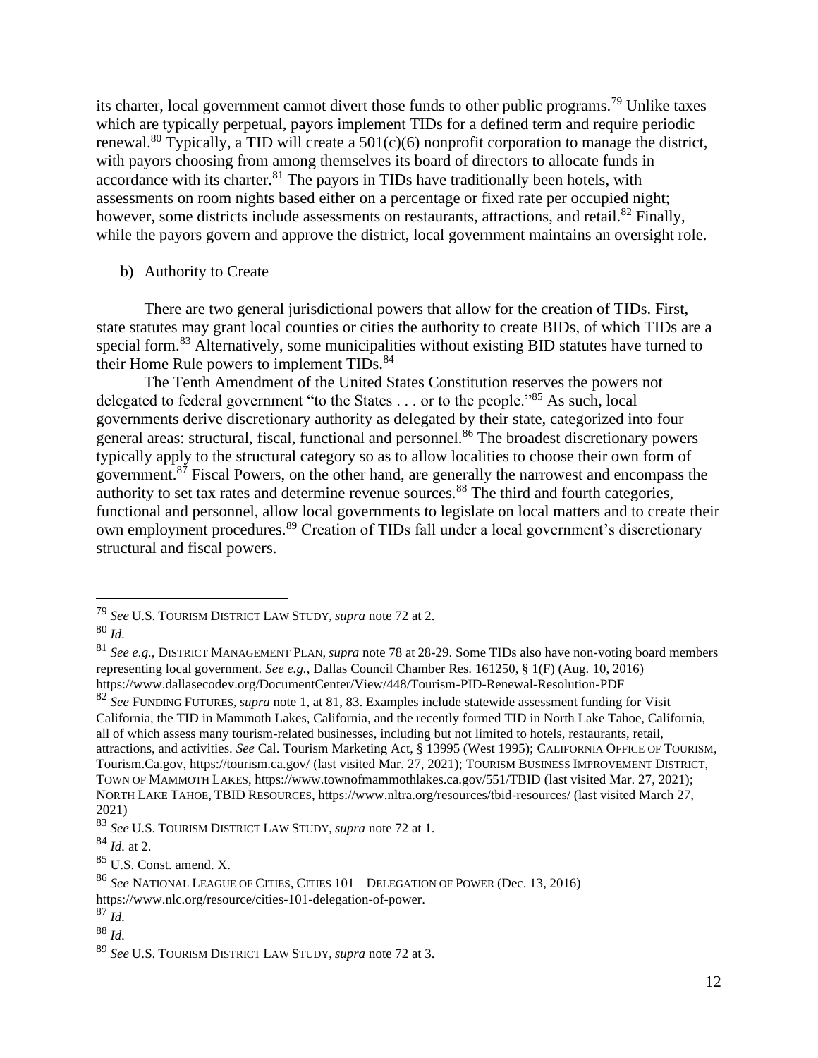its charter, local government cannot divert those funds to other public programs.[79] Unlike taxes which are typically perpetual, payors implement TIDs for a defined term and require periodic renewal.[80] Typically, a TID will create a 501(c)(6) nonprofit corporation to manage the district, with payors choosing from among themselves its board of directors to allocate funds in accordance with its charter.[81] The payors in TIDs have traditionally been hotels, with assessments on room nights based either on a percentage or fixed rate per occupied night; however, some districts include assessments on restaurants, attractions, and retail.[82] Finally, while the payors govern and approve the district, local government maintains an oversight role.

b) Authority to Create

There are two general jurisdictional powers that allow for the creation of TIDs. First, state statutes may grant local counties or cities the authority to create BIDs, of which TIDs are a special form.[83] Alternatively, some municipalities without existing BID statutes have turned to their Home Rule powers to implement TIDs.[84]

The Tenth Amendment of the United States Constitution reserves the powers not delegated to federal government "to the States . . . or to the people."[85] As such, local governments derive discretionary authority as delegated by their state, categorized into four general areas: structural, fiscal, functional and personnel.[86] The broadest discretionary powers typically apply to the structural category so as to allow localities to choose their own form of government.[87] Fiscal Powers, on the other hand, are generally the narrowest and encompass the authority to set tax rates and determine revenue sources.[88] The third and fourth categories, functional and personnel, allow local governments to legislate on local matters and to create their own employment procedures.[89] Creation of TIDs fall under a local government's discretionary structural and fiscal powers.

---

[79] *See* U.S. TOURISM DISTRICT LAW STUDY, *supra* note 72 at 2.

[80] *Id.*

[81] *See e.g.,* DISTRICT MANAGEMENT PLAN, *supra* note 78 at 28-29. Some TIDs also have non-voting board members representing local government. *See e.g.,* Dallas Council Chamber Res. 161250, § 1(F) (Aug. 10, 2016) https://www.dallasecodev.org/DocumentCenter/View/448/Tourism-PID-Renewal-Resolution-PDF

[82] *See* FUNDING FUTURES, *supra* note 1, at 81, 83. Examples include statewide assessment funding for Visit California, the TID in Mammoth Lakes, California, and the recently formed TID in North Lake Tahoe, California, all of which assess many tourism-related businesses, including but not limited to hotels, restaurants, retail, attractions, and activities. *See* Cal. Tourism Marketing Act, § 13995 (West 1995); CALIFORNIA OFFICE OF TOURISM, Tourism.Ca.gov, https://tourism.ca.gov/ (last visited Mar. 27, 2021); TOURISM BUSINESS IMPROVEMENT DISTRICT, TOWN OF MAMMOTH LAKES, https://www.townofmammothlakes.ca.gov/551/TBID (last visited Mar. 27, 2021); NORTH LAKE TAHOE, TBID RESOURCES, https://www.nltra.org/resources/tbid-resources/ (last visited March 27, 2021)

[83] *See* U.S. TOURISM DISTRICT LAW STUDY, *supra* note 72 at 1.

[84] *Id.* at 2.

[85] U.S. Const. amend. X.

[86] *See* NATIONAL LEAGUE OF CITIES, CITIES 101 – DELEGATION OF POWER (Dec. 13, 2016) https://www.nlc.org/resource/cities-101-delegation-of-power.

[87] *Id.*

[88] *Id.*

[89] *See* U.S. TOURISM DISTRICT LAW STUDY, *supra* note 72 at 3.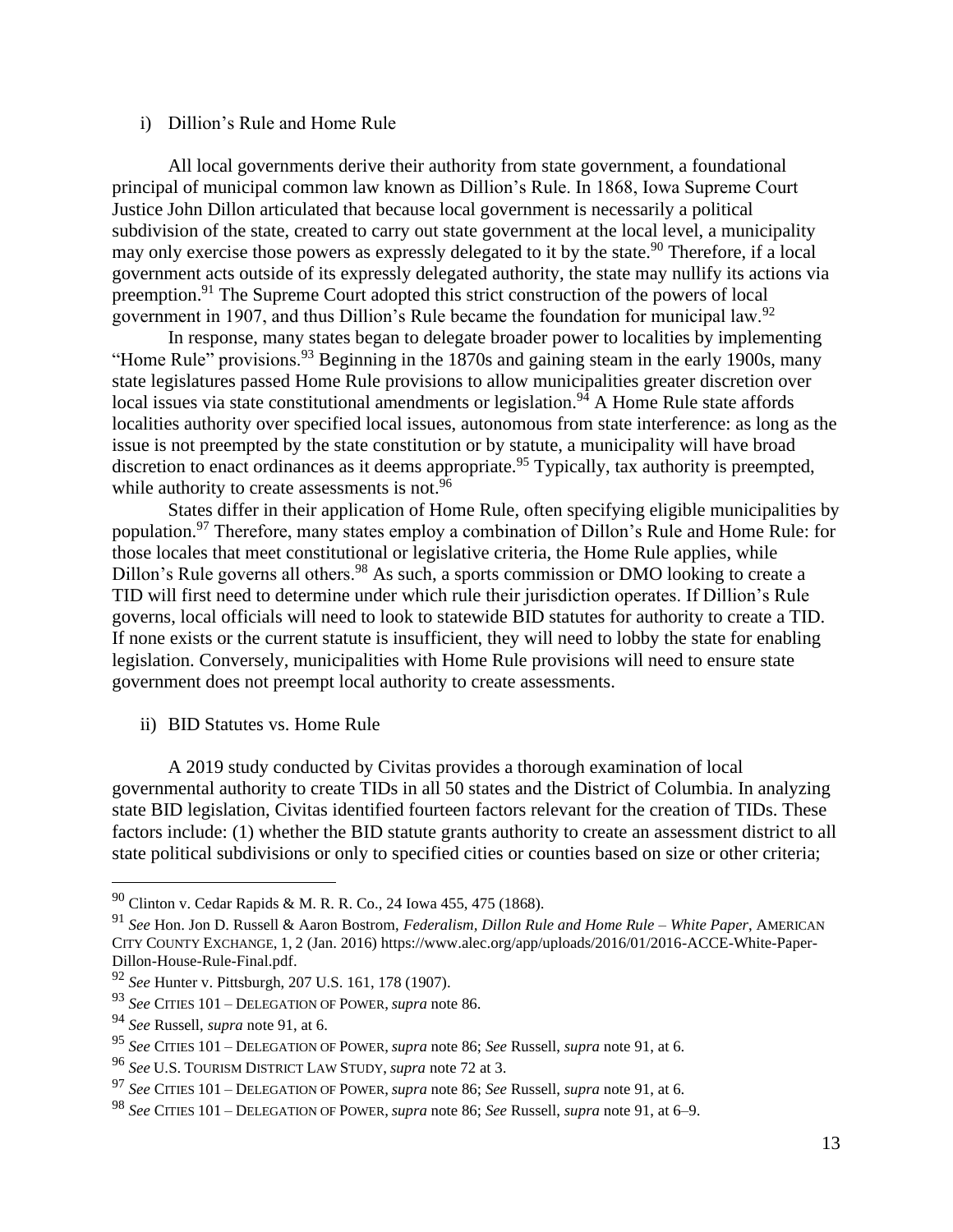i) Dillion's Rule and Home Rule

All local governments derive their authority from state government, a foundational principal of municipal common law known as Dillion's Rule. In 1868, Iowa Supreme Court Justice John Dillon articulated that because local government is necessarily a political subdivision of the state, created to carry out state government at the local level, a municipality may only exercise those powers as expressly delegated to it by the state.[90] Therefore, if a local government acts outside of its expressly delegated authority, the state may nullify its actions via preemption.[91] The Supreme Court adopted this strict construction of the powers of local government in 1907, and thus Dillion's Rule became the foundation for municipal law.[92]

In response, many states began to delegate broader power to localities by implementing "Home Rule" provisions.[93] Beginning in the 1870s and gaining steam in the early 1900s, many state legislatures passed Home Rule provisions to allow municipalities greater discretion over local issues via state constitutional amendments or legislation.[94] A Home Rule state affords localities authority over specified local issues, autonomous from state interference: as long as the issue is not preempted by the state constitution or by statute, a municipality will have broad discretion to enact ordinances as it deems appropriate.[95] Typically, tax authority is preempted, while authority to create assessments is not.[96]

States differ in their application of Home Rule, often specifying eligible municipalities by population.[97] Therefore, many states employ a combination of Dillon's Rule and Home Rule: for those locales that meet constitutional or legislative criteria, the Home Rule applies, while Dillon's Rule governs all others.[98] As such, a sports commission or DMO looking to create a TID will first need to determine under which rule their jurisdiction operates. If Dillion's Rule governs, local officials will need to look to statewide BID statutes for authority to create a TID. If none exists or the current statute is insufficient, they will need to lobby the state for enabling legislation. Conversely, municipalities with Home Rule provisions will need to ensure state government does not preempt local authority to create assessments.

ii) BID Statutes vs. Home Rule

A 2019 study conducted by Civitas provides a thorough examination of local governmental authority to create TIDs in all 50 states and the District of Columbia. In analyzing state BID legislation, Civitas identified fourteen factors relevant for the creation of TIDs. These factors include: (1) whether the BID statute grants authority to create an assessment district to all state political subdivisions or only to specified cities or counties based on size or other criteria;

---

[90] Clinton v. Cedar Rapids & M. R. R. Co., 24 Iowa 455, 475 (1868).

[91] *See* Hon. Jon D. Russell & Aaron Bostrom, *Federalism, Dillon Rule and Home Rule – White Paper*, AMERICAN CITY COUNTY EXCHANGE, 1, 2 (Jan. 2016) https://www.alec.org/app/uploads/2016/01/2016-ACCE-White-Paper-Dillon-House-Rule-Final.pdf.

[92] *See* Hunter v. Pittsburgh, 207 U.S. 161, 178 (1907).

[93] *See* CITIES 101 – DELEGATION OF POWER, *supra* note 86.

[94] *See* Russell, *supra* note 91, at 6.

[95] *See* CITIES 101 – DELEGATION OF POWER, *supra* note 86; *See* Russell, *supra* note 91, at 6.

[96] *See* U.S. TOURISM DISTRICT LAW STUDY, *supra* note 72 at 3.

[97] *See* CITIES 101 – DELEGATION OF POWER, *supra* note 86; *See* Russell, *supra* note 91, at 6.

[98] *See* CITIES 101 – DELEGATION OF POWER, *supra* note 86; *See* Russell, *supra* note 91, at 6–9.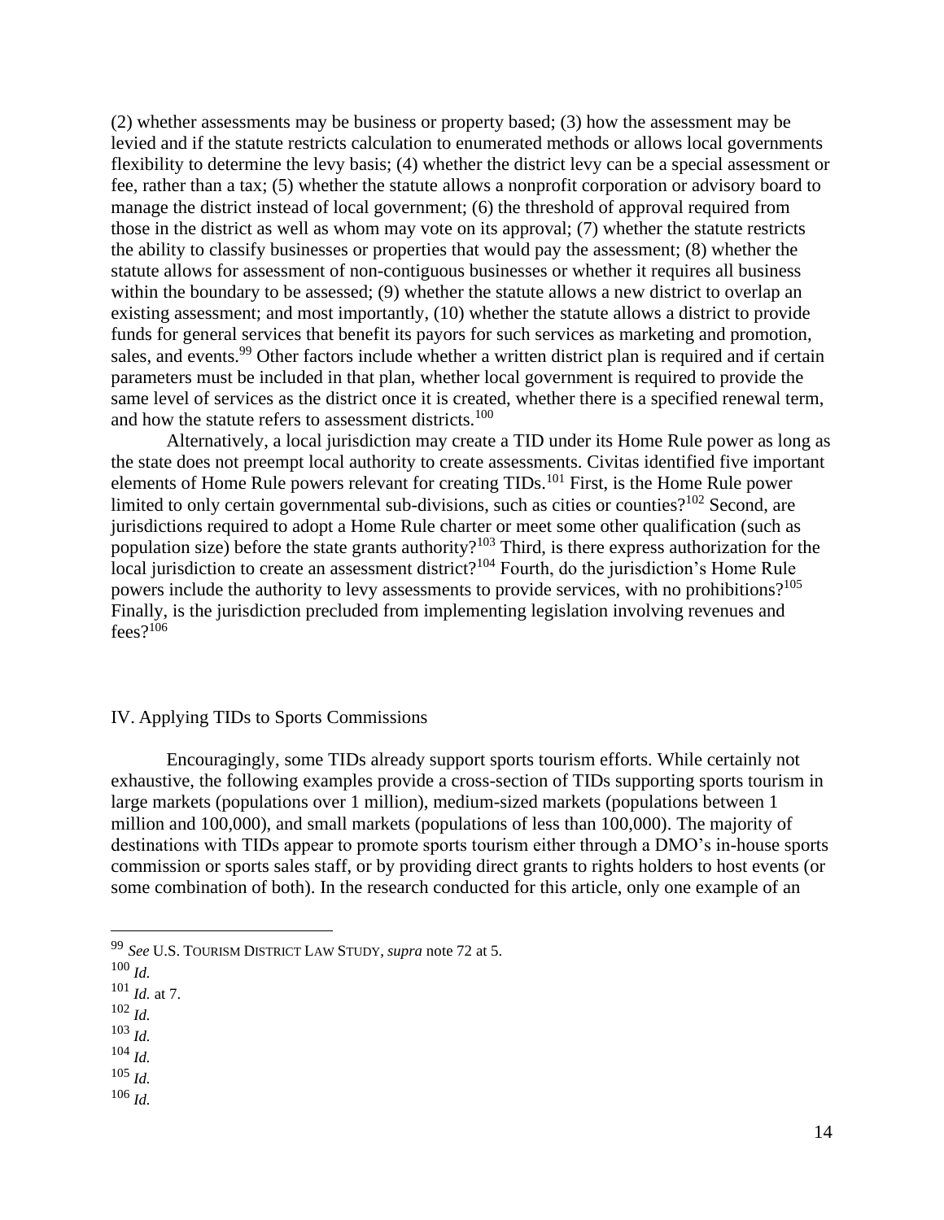(2) whether assessments may be business or property based; (3) how the assessment may be levied and if the statute restricts calculation to enumerated methods or allows local governments flexibility to determine the levy basis; (4) whether the district levy can be a special assessment or fee, rather than a tax; (5) whether the statute allows a nonprofit corporation or advisory board to manage the district instead of local government; (6) the threshold of approval required from those in the district as well as whom may vote on its approval; (7) whether the statute restricts the ability to classify businesses or properties that would pay the assessment; (8) whether the statute allows for assessment of non-contiguous businesses or whether it requires all business within the boundary to be assessed; (9) whether the statute allows a new district to overlap an existing assessment; and most importantly, (10) whether the statute allows a district to provide funds for general services that benefit its payors for such services as marketing and promotion, sales, and events.[99] Other factors include whether a written district plan is required and if certain parameters must be included in that plan, whether local government is required to provide the same level of services as the district once it is created, whether there is a specified renewal term, and how the statute refers to assessment districts.[100]

Alternatively, a local jurisdiction may create a TID under its Home Rule power as long as the state does not preempt local authority to create assessments. Civitas identified five important elements of Home Rule powers relevant for creating TIDs.[101] First, is the Home Rule power limited to only certain governmental sub-divisions, such as cities or counties?[102] Second, are jurisdictions required to adopt a Home Rule charter or meet some other qualification (such as population size) before the state grants authority?[103] Third, is there express authorization for the local jurisdiction to create an assessment district?[104] Fourth, do the jurisdiction's Home Rule powers include the authority to levy assessments to provide services, with no prohibitions?[105] Finally, is the jurisdiction precluded from implementing legislation involving revenues and fees?[106]

## IV. Applying TIDs to Sports Commissions

Encouragingly, some TIDs already support sports tourism efforts. While certainly not exhaustive, the following examples provide a cross-section of TIDs supporting sports tourism in large markets (populations over 1 million), medium-sized markets (populations between 1 million and 100,000), and small markets (populations of less than 100,000). The majority of destinations with TIDs appear to promote sports tourism either through a DMO's in-house sports commission or sports sales staff, or by providing direct grants to rights holders to host events (or some combination of both). In the research conducted for this article, only one example of an

---

[99] *See* U.S. TOURISM DISTRICT LAW STUDY, *supra* note 72 at 5.

[100] *Id.*

[101] *Id.* at 7.

[102] *Id.*

[103] *Id.*

[104] *Id.*

[105] *Id.*

[106] *Id.*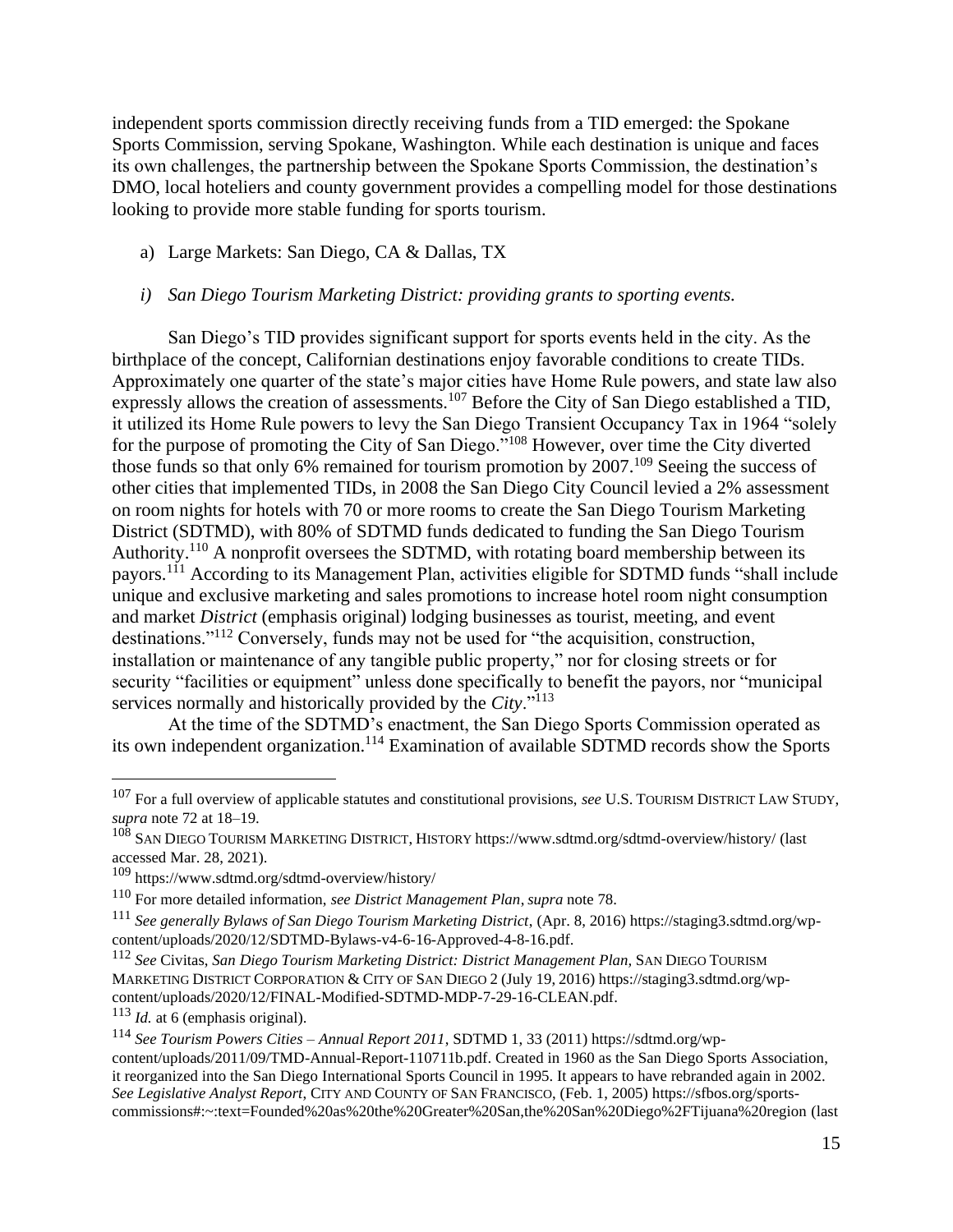independent sports commission directly receiving funds from a TID emerged: the Spokane Sports Commission, serving Spokane, Washington. While each destination is unique and faces its own challenges, the partnership between the Spokane Sports Commission, the destination's DMO, local hoteliers and county government provides a compelling model for those destinations looking to provide more stable funding for sports tourism.

a) Large Markets: San Diego, CA & Dallas, TX

*i) San Diego Tourism Marketing District: providing grants to sporting events.*

San Diego's TID provides significant support for sports events held in the city. As the birthplace of the concept, Californian destinations enjoy favorable conditions to create TIDs. Approximately one quarter of the state's major cities have Home Rule powers, and state law also expressly allows the creation of assessments.[107] Before the City of San Diego established a TID, it utilized its Home Rule powers to levy the San Diego Transient Occupancy Tax in 1964 "solely for the purpose of promoting the City of San Diego."[108] However, over time the City diverted those funds so that only 6% remained for tourism promotion by 2007.[109] Seeing the success of other cities that implemented TIDs, in 2008 the San Diego City Council levied a 2% assessment on room nights for hotels with 70 or more rooms to create the San Diego Tourism Marketing District (SDTMD), with 80% of SDTMD funds dedicated to funding the San Diego Tourism Authority.[110] A nonprofit oversees the SDTMD, with rotating board membership between its payors.[111] According to its Management Plan, activities eligible for SDTMD funds "shall include unique and exclusive marketing and sales promotions to increase hotel room night consumption and market *District* (emphasis original) lodging businesses as tourist, meeting, and event destinations."[112] Conversely, funds may not be used for "the acquisition, construction, installation or maintenance of any tangible public property," nor for closing streets or for security "facilities or equipment" unless done specifically to benefit the payors, nor "municipal services normally and historically provided by the *City*."[113]

At the time of the SDTMD's enactment, the San Diego Sports Commission operated as its own independent organization.[114] Examination of available SDTMD records show the Sports

---

[107] For a full overview of applicable statutes and constitutional provisions, *see* U.S. TOURISM DISTRICT LAW STUDY, *supra* note 72 at 18–19.

[108] SAN DIEGO TOURISM MARKETING DISTRICT, HISTORY https://www.sdtmd.org/sdtmd-overview/history/ (last accessed Mar. 28, 2021).

[109] https://www.sdtmd.org/sdtmd-overview/history/

[110] For more detailed information, *see District Management Plan*, *supra* note 78.

[111] *See generally Bylaws of San Diego Tourism Marketing District*, (Apr. 8, 2016) https://staging3.sdtmd.org/wp-content/uploads/2020/12/SDTMD-Bylaws-v4-6-16-Approved-4-8-16.pdf.

[112] *See* Civitas, *San Diego Tourism Marketing District: District Management Plan*, SAN DIEGO TOURISM MARKETING DISTRICT CORPORATION & CITY OF SAN DIEGO 2 (July 19, 2016) https://staging3.sdtmd.org/wp-content/uploads/2020/12/FINAL-Modified-SDTMD-MDP-7-29-16-CLEAN.pdf.

[113] *Id.* at 6 (emphasis original).

[114] *See Tourism Powers Cities – Annual Report 2011*, SDTMD 1, 33 (2011) https://sdtmd.org/wp-content/uploads/2011/09/TMD-Annual-Report-110711b.pdf. Created in 1960 as the San Diego Sports Association, it reorganized into the San Diego International Sports Council in 1995. It appears to have rebranded again in 2002. *See Legislative Analyst Report*, CITY AND COUNTY OF SAN FRANCISCO, (Feb. 1, 2005) https://sfbos.org/sports-commissions#:~:text=Founded%20as%20the%20Greater%20San,the%20San%20Diego%2FTijuana%20region (last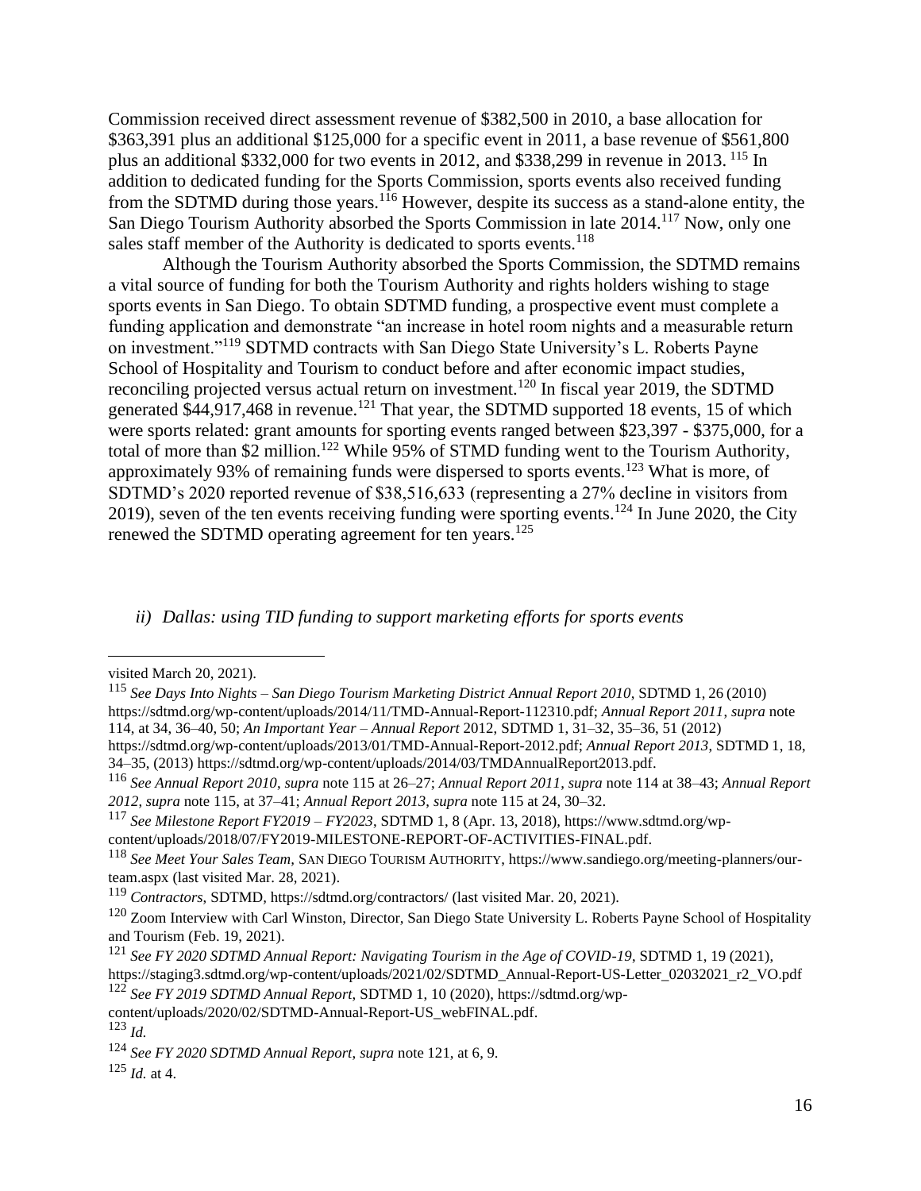Commission received direct assessment revenue of $382,500 in 2010, a base allocation for $363,391 plus an additional $125,000 for a specific event in 2011, a base revenue of $561,800 plus an additional $332,000 for two events in 2012, and $338,299 in revenue in 2013. [115] In addition to dedicated funding for the Sports Commission, sports events also received funding from the SDTMD during those years.[116] However, despite its success as a stand-alone entity, the San Diego Tourism Authority absorbed the Sports Commission in late 2014.[117] Now, only one sales staff member of the Authority is dedicated to sports events.[118]

Although the Tourism Authority absorbed the Sports Commission, the SDTMD remains a vital source of funding for both the Tourism Authority and rights holders wishing to stage sports events in San Diego. To obtain SDTMD funding, a prospective event must complete a funding application and demonstrate "an increase in hotel room nights and a measurable return on investment."[119] SDTMD contracts with San Diego State University's L. Roberts Payne School of Hospitality and Tourism to conduct before and after economic impact studies, reconciling projected versus actual return on investment.[120] In fiscal year 2019, the SDTMD generated $44,917,468 in revenue.[121] That year, the SDTMD supported 18 events, 15 of which were sports related: grant amounts for sporting events ranged between $23,397 - $375,000, for a total of more than $2 million.[122] While 95% of STMD funding went to the Tourism Authority, approximately 93% of remaining funds were dispersed to sports events.[123] What is more, of SDTMD's 2020 reported revenue of $38,516,633 (representing a 27% decline in visitors from 2019), seven of the ten events receiving funding were sporting events.[124] In June 2020, the City renewed the SDTMD operating agreement for ten years.[125]

*ii) Dallas: using TID funding to support marketing efforts for sports events*

---

visited March 20, 2021).

[115] *See Days Into Nights – San Diego Tourism Marketing District Annual Report 2010*, SDTMD 1, 26 (2010) https://sdtmd.org/wp-content/uploads/2014/11/TMD-Annual-Report-112310.pdf; *Annual Report 2011*, *supra* note 114, at 34, 36–40, 50; *An Important Year – Annual Report* 2012, SDTMD 1, 31–32, 35–36, 51 (2012) https://sdtmd.org/wp-content/uploads/2013/01/TMD-Annual-Report-2012.pdf; *Annual Report 2013*, SDTMD 1, 18, 34–35, (2013) https://sdtmd.org/wp-content/uploads/2014/03/TMDAnnualReport2013.pdf.

[116] *See Annual Report 2010*, *supra* note 115 at 26–27; *Annual Report 2011*, *supra* note 114 at 38–43; *Annual Report 2012*, *supra* note 115, at 37–41; *Annual Report 2013*, *supra* note 115 at 24, 30–32.

[117] *See Milestone Report FY2019 – FY2023*, SDTMD 1, 8 (Apr. 13, 2018), https://www.sdtmd.org/wp-content/uploads/2018/07/FY2019-MILESTONE-REPORT-OF-ACTIVITIES-FINAL.pdf.

[118] *See Meet Your Sales Team,* SAN DIEGO TOURISM AUTHORITY, https://www.sandiego.org/meeting-planners/our-team.aspx (last visited Mar. 28, 2021).

[119] *Contractors*, SDTMD, https://sdtmd.org/contractors/ (last visited Mar. 20, 2021).

[120] Zoom Interview with Carl Winston, Director, San Diego State University L. Roberts Payne School of Hospitality and Tourism (Feb. 19, 2021).

[121] *See FY 2020 SDTMD Annual Report: Navigating Tourism in the Age of COVID-19*, SDTMD 1, 19 (2021), https://staging3.sdtmd.org/wp-content/uploads/2021/02/SDTMD_Annual-Report-US-Letter_02032021_r2_VO.pdf

[122] *See FY 2019 SDTMD Annual Report*, SDTMD 1, 10 (2020), https://sdtmd.org/wp-content/uploads/2020/02/SDTMD-Annual-Report-US_webFINAL.pdf.

[123] *Id.*

[124] *See FY 2020 SDTMD Annual Report*, *supra* note 121, at 6, 9.

[125] *Id.* at 4.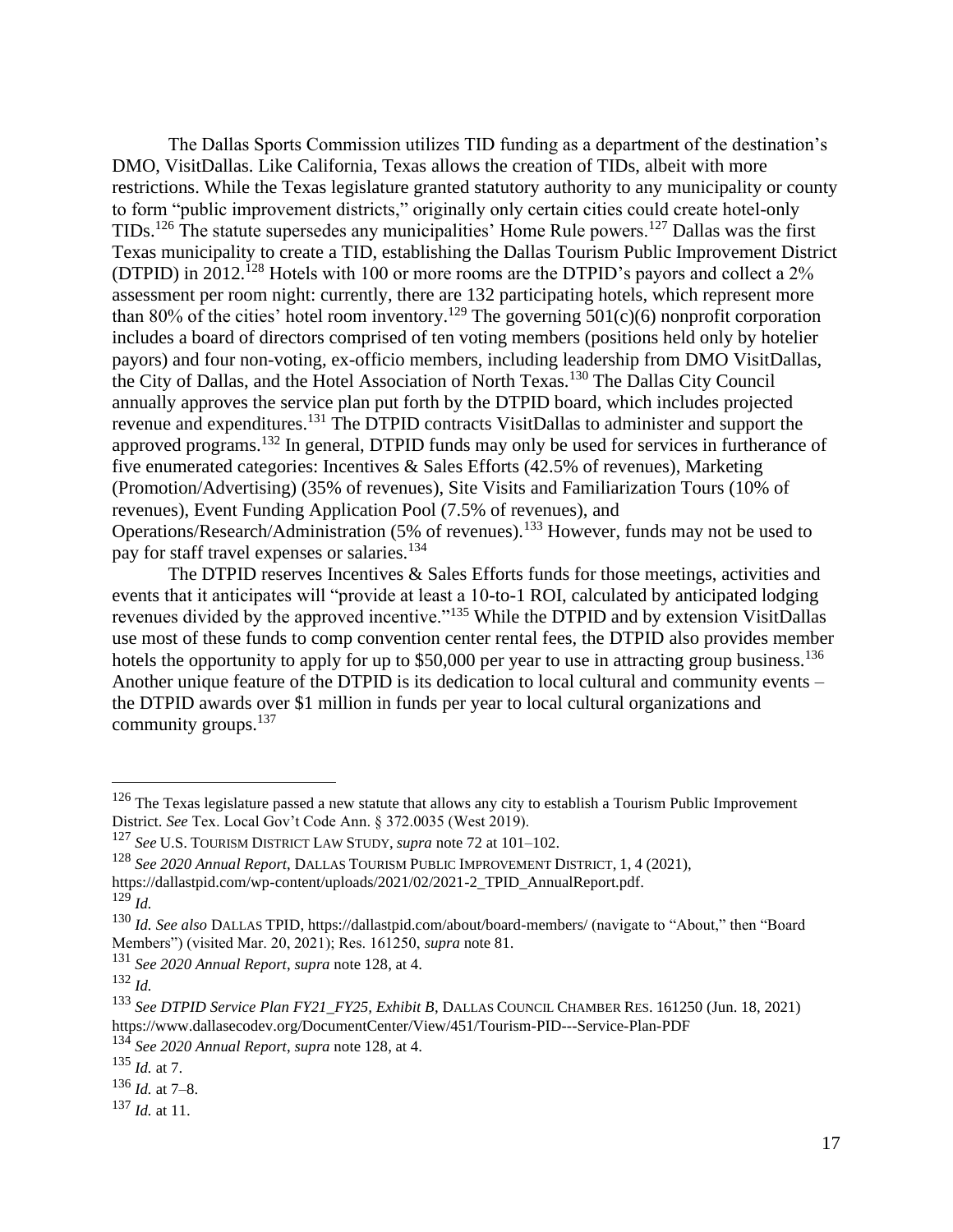The Dallas Sports Commission utilizes TID funding as a department of the destination's DMO, VisitDallas. Like California, Texas allows the creation of TIDs, albeit with more restrictions. While the Texas legislature granted statutory authority to any municipality or county to form "public improvement districts," originally only certain cities could create hotel-only TIDs.[126] The statute supersedes any municipalities' Home Rule powers.[127] Dallas was the first Texas municipality to create a TID, establishing the Dallas Tourism Public Improvement District (DTPID) in 2012.[128] Hotels with 100 or more rooms are the DTPID's payors and collect a 2% assessment per room night: currently, there are 132 participating hotels, which represent more than 80% of the cities' hotel room inventory.[129] The governing 501(c)(6) nonprofit corporation includes a board of directors comprised of ten voting members (positions held only by hotelier payors) and four non-voting, ex-officio members, including leadership from DMO VisitDallas, the City of Dallas, and the Hotel Association of North Texas.[130] The Dallas City Council annually approves the service plan put forth by the DTPID board, which includes projected revenue and expenditures.[131] The DTPID contracts VisitDallas to administer and support the approved programs.[132] In general, DTPID funds may only be used for services in furtherance of five enumerated categories: Incentives & Sales Efforts (42.5% of revenues), Marketing (Promotion/Advertising) (35% of revenues), Site Visits and Familiarization Tours (10% of revenues), Event Funding Application Pool (7.5% of revenues), and Operations/Research/Administration (5% of revenues).[133] However, funds may not be used to pay for staff travel expenses or salaries.[134]

The DTPID reserves Incentives & Sales Efforts funds for those meetings, activities and events that it anticipates will "provide at least a 10-to-1 ROI, calculated by anticipated lodging revenues divided by the approved incentive."[135] While the DTPID and by extension VisitDallas use most of these funds to comp convention center rental fees, the DTPID also provides member hotels the opportunity to apply for up to $50,000 per year to use in attracting group business.[136] Another unique feature of the DTPID is its dedication to local cultural and community events – the DTPID awards over $1 million in funds per year to local cultural organizations and community groups.[137]

---

[126] The Texas legislature passed a new statute that allows any city to establish a Tourism Public Improvement District. *See* Tex. Local Gov't Code Ann. § 372.0035 (West 2019).

[127] *See* U.S. TOURISM DISTRICT LAW STUDY, *supra* note 72 at 101–102.

[128] *See 2020 Annual Report*, DALLAS TOURISM PUBLIC IMPROVEMENT DISTRICT, 1, 4 (2021), https://dallastpid.com/wp-content/uploads/2021/02/2021-2_TPID_AnnualReport.pdf.

[129] *Id.*

[130] *Id. See also* DALLAS TPID, https://dallastpid.com/about/board-members/ (navigate to "About," then "Board Members") (visited Mar. 20, 2021); Res. 161250, *supra* note 81.

[131] *See 2020 Annual Report*, *supra* note 128, at 4.

[132] *Id.*

[133] *See DTPID Service Plan FY21_FY25, Exhibit B*, DALLAS COUNCIL CHAMBER RES. 161250 (Jun. 18, 2021) https://www.dallasecodev.org/DocumentCenter/View/451/Tourism-PID---Service-Plan-PDF

[134] *See 2020 Annual Report*, *supra* note 128, at 4.

[135] *Id.* at 7.

[136] *Id.* at 7–8.

[137] *Id.* at 11.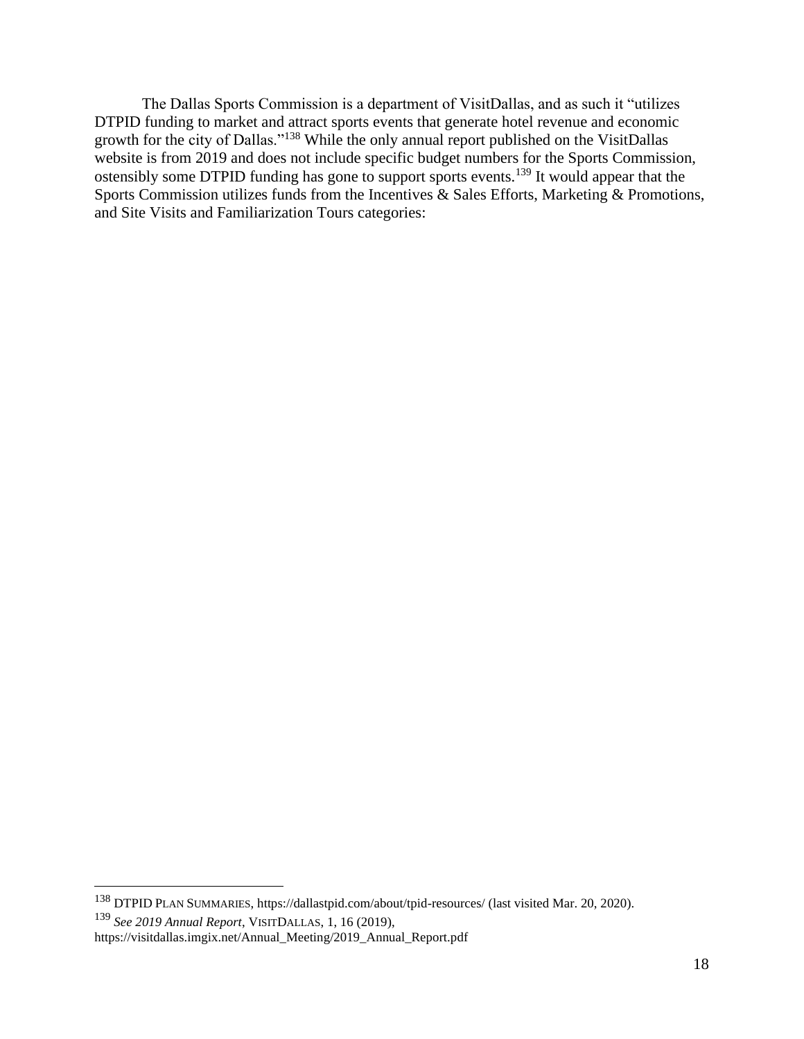The Dallas Sports Commission is a department of VisitDallas, and as such it "utilizes DTPID funding to market and attract sports events that generate hotel revenue and economic growth for the city of Dallas."[138] While the only annual report published on the VisitDallas website is from 2019 and does not include specific budget numbers for the Sports Commission, ostensibly some DTPID funding has gone to support sports events.[139] It would appear that the Sports Commission utilizes funds from the Incentives & Sales Efforts, Marketing & Promotions, and Site Visits and Familiarization Tours categories:

---

[138] DTPID PLAN SUMMARIES, https://dallastpid.com/about/tpid-resources/ (last visited Mar. 20, 2020).

[139] *See 2019 Annual Report*, VISITDALLAS, 1, 16 (2019), https://visitdallas.imgix.net/Annual_Meeting/2019_Annual_Report.pdf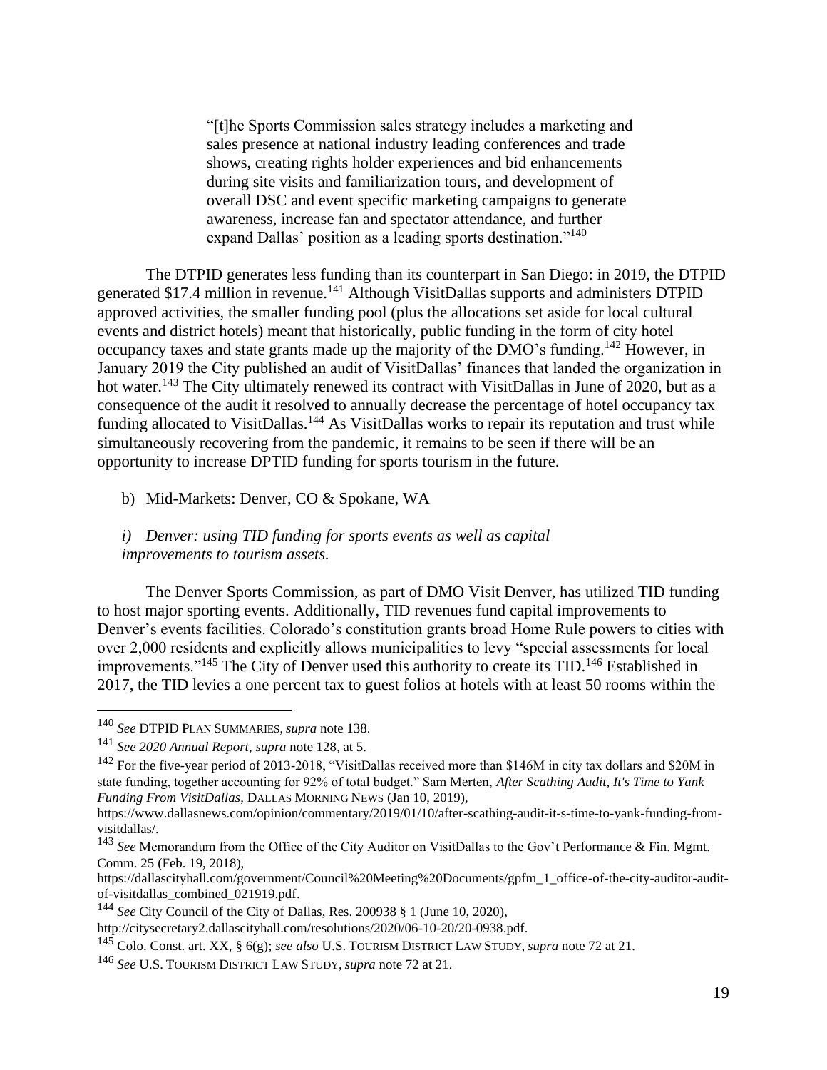> "[t]he Sports Commission sales strategy includes a marketing and sales presence at national industry leading conferences and trade shows, creating rights holder experiences and bid enhancements during site visits and familiarization tours, and development of overall DSC and event specific marketing campaigns to generate awareness, increase fan and spectator attendance, and further expand Dallas' position as a leading sports destination."[140]

The DTPID generates less funding than its counterpart in San Diego: in 2019, the DTPID generated $17.4 million in revenue.[141] Although VisitDallas supports and administers DTPID approved activities, the smaller funding pool (plus the allocations set aside for local cultural events and district hotels) meant that historically, public funding in the form of city hotel occupancy taxes and state grants made up the majority of the DMO's funding.[142] However, in January 2019 the City published an audit of VisitDallas' finances that landed the organization in hot water.[143] The City ultimately renewed its contract with VisitDallas in June of 2020, but as a consequence of the audit it resolved to annually decrease the percentage of hotel occupancy tax funding allocated to VisitDallas.[144] As VisitDallas works to repair its reputation and trust while simultaneously recovering from the pandemic, it remains to be seen if there will be an opportunity to increase DPTID funding for sports tourism in the future.

b) Mid-Markets: Denver, CO & Spokane, WA

*i) Denver: using TID funding for sports events as well as capital improvements to tourism assets.*

The Denver Sports Commission, as part of DMO Visit Denver, has utilized TID funding to host major sporting events. Additionally, TID revenues fund capital improvements to Denver's events facilities. Colorado's constitution grants broad Home Rule powers to cities with over 2,000 residents and explicitly allows municipalities to levy "special assessments for local improvements."[145] The City of Denver used this authority to create its TID.[146] Established in 2017, the TID levies a one percent tax to guest folios at hotels with at least 50 rooms within the

---

[140] *See* DTPID PLAN SUMMARIES, *supra* note 138.

[141] *See 2020 Annual Report*, *supra* note 128, at 5.

[142] For the five-year period of 2013-2018, "VisitDallas received more than $146M in city tax dollars and $20M in state funding, together accounting for 92% of total budget." Sam Merten, *After Scathing Audit, It's Time to Yank Funding From VisitDallas*, DALLAS MORNING NEWS (Jan 10, 2019), https://www.dallasnews.com/opinion/commentary/2019/01/10/after-scathing-audit-it-s-time-to-yank-funding-from-visitdallas/.

[143] *See* Memorandum from the Office of the City Auditor on VisitDallas to the Gov't Performance & Fin. Mgmt. Comm. 25 (Feb. 19, 2018), https://dallascityhall.com/government/Council%20Meeting%20Documents/gpfm_1_office-of-the-city-auditor-audit-of-visitdallas_combined_021919.pdf.

[144] *See* City Council of the City of Dallas, Res. 200938 § 1 (June 10, 2020), http://citysecretary2.dallascityhall.com/resolutions/2020/06-10-20/20-0938.pdf.

[145] Colo. Const. art. XX, § 6(g); *see also* U.S. TOURISM DISTRICT LAW STUDY, *supra* note 72 at 21.

[146] *See* U.S. TOURISM DISTRICT LAW STUDY, *supra* note 72 at 21.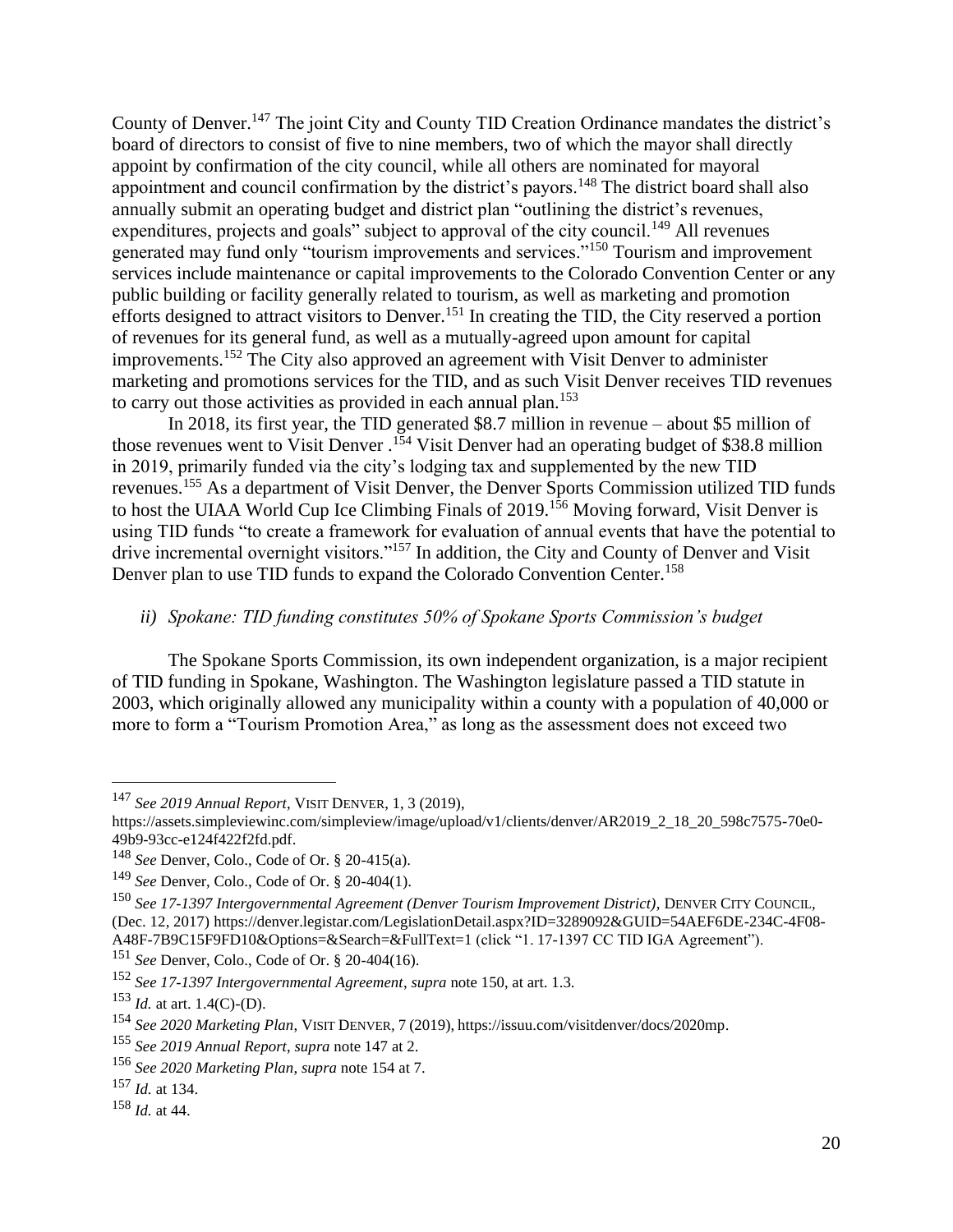County of Denver.[147] The joint City and County TID Creation Ordinance mandates the district's board of directors to consist of five to nine members, two of which the mayor shall directly appoint by confirmation of the city council, while all others are nominated for mayoral appointment and council confirmation by the district's payors.[148] The district board shall also annually submit an operating budget and district plan "outlining the district's revenues, expenditures, projects and goals" subject to approval of the city council.[149] All revenues generated may fund only "tourism improvements and services."[150] Tourism and improvement services include maintenance or capital improvements to the Colorado Convention Center or any public building or facility generally related to tourism, as well as marketing and promotion efforts designed to attract visitors to Denver.[151] In creating the TID, the City reserved a portion of revenues for its general fund, as well as a mutually-agreed upon amount for capital improvements.[152] The City also approved an agreement with Visit Denver to administer marketing and promotions services for the TID, and as such Visit Denver receives TID revenues to carry out those activities as provided in each annual plan.[153]

In 2018, its first year, the TID generated $8.7 million in revenue – about $5 million of those revenues went to Visit Denver .[154] Visit Denver had an operating budget of $38.8 million in 2019, primarily funded via the city's lodging tax and supplemented by the new TID revenues.[155] As a department of Visit Denver, the Denver Sports Commission utilized TID funds to host the UIAA World Cup Ice Climbing Finals of 2019.[156] Moving forward, Visit Denver is using TID funds "to create a framework for evaluation of annual events that have the potential to drive incremental overnight visitors."[157] In addition, the City and County of Denver and Visit Denver plan to use TID funds to expand the Colorado Convention Center.[158]

*ii) Spokane: TID funding constitutes 50% of Spokane Sports Commission's budget*

The Spokane Sports Commission, its own independent organization, is a major recipient of TID funding in Spokane, Washington. The Washington legislature passed a TID statute in 2003, which originally allowed any municipality within a county with a population of 40,000 or more to form a "Tourism Promotion Area," as long as the assessment does not exceed two

---

[147] *See 2019 Annual Report*, VISIT DENVER, 1, 3 (2019), https://assets.simpleviewinc.com/simpleview/image/upload/v1/clients/denver/AR2019_2_18_20_598c7575-70e0-49b9-93cc-e124f422f2fd.pdf.

[148] *See* Denver, Colo., Code of Or. § 20-415(a).

[149] *See* Denver, Colo., Code of Or. § 20-404(1).

[150] *See 17-1397 Intergovernmental Agreement (Denver Tourism Improvement District)*, DENVER CITY COUNCIL, (Dec. 12, 2017) https://denver.legistar.com/LegislationDetail.aspx?ID=3289092&GUID=54AEF6DE-234C-4F08-A48F-7B9C15F9FD10&Options=&Search=&FullText=1 (click "1. 17-1397 CC TID IGA Agreement").

[151] *See* Denver, Colo., Code of Or. § 20-404(16).

[152] *See 17-1397 Intergovernmental Agreement*, *supra* note 150, at art. 1.3.

[153] *Id.* at art. 1.4(C)-(D).

[154] *See 2020 Marketing Plan*, VISIT DENVER, 7 (2019), https://issuu.com/visitdenver/docs/2020mp.

[155] *See 2019 Annual Report*, *supra* note 147 at 2.

[156] *See 2020 Marketing Plan*, *supra* note 154 at 7.

[157] *Id.* at 134.

[158] *Id.* at 44.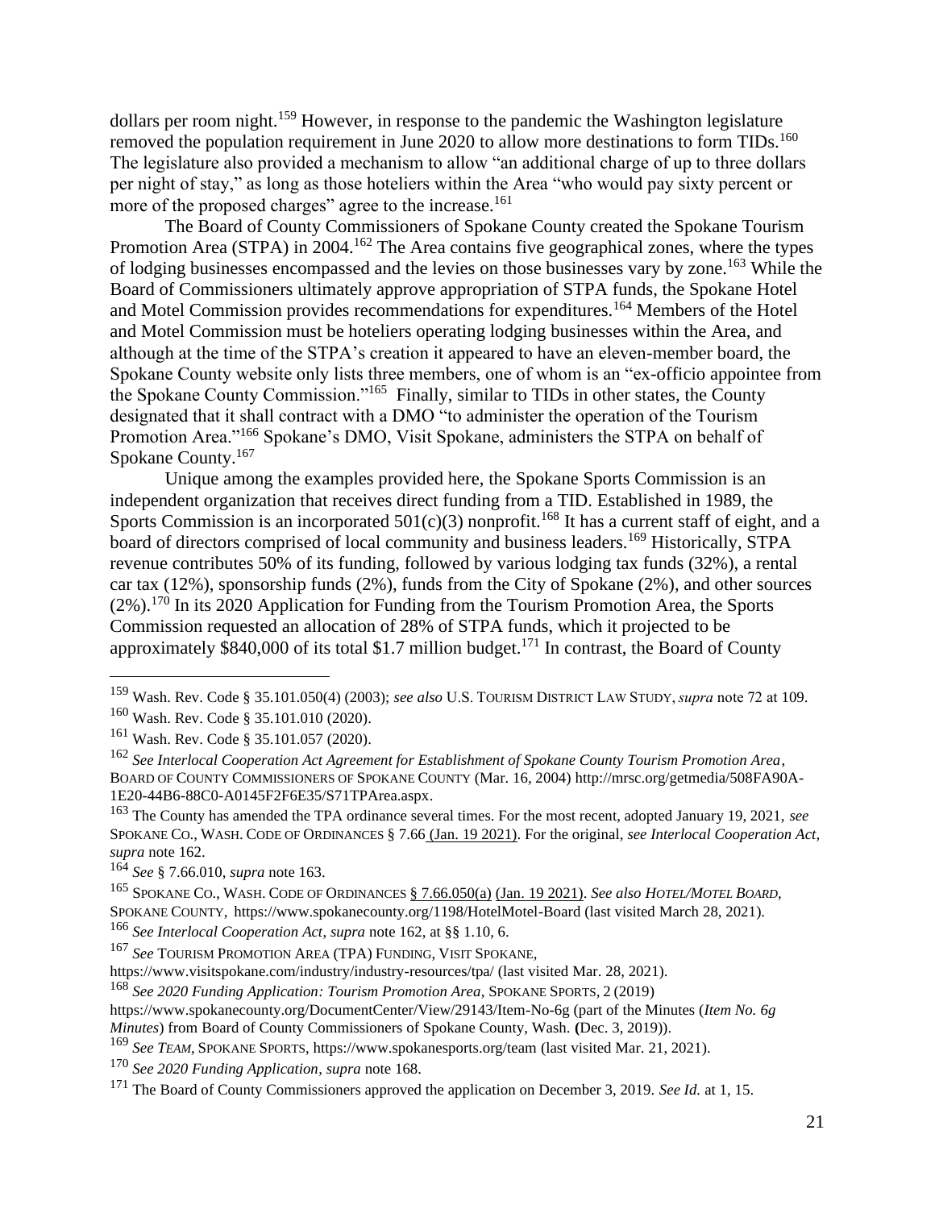dollars per room night.[159] However, in response to the pandemic the Washington legislature removed the population requirement in June 2020 to allow more destinations to form TIDs.[160] The legislature also provided a mechanism to allow "an additional charge of up to three dollars per night of stay," as long as those hoteliers within the Area "who would pay sixty percent or more of the proposed charges" agree to the increase.[161]

The Board of County Commissioners of Spokane County created the Spokane Tourism Promotion Area (STPA) in 2004.[162] The Area contains five geographical zones, where the types of lodging businesses encompassed and the levies on those businesses vary by zone.[163] While the Board of Commissioners ultimately approve appropriation of STPA funds, the Spokane Hotel and Motel Commission provides recommendations for expenditures.[164] Members of the Hotel and Motel Commission must be hoteliers operating lodging businesses within the Area, and although at the time of the STPA's creation it appeared to have an eleven-member board, the Spokane County website only lists three members, one of whom is an "ex-officio appointee from the Spokane County Commission."[165] Finally, similar to TIDs in other states, the County designated that it shall contract with a DMO "to administer the operation of the Tourism Promotion Area."[166] Spokane's DMO, Visit Spokane, administers the STPA on behalf of Spokane County.[167]

Unique among the examples provided here, the Spokane Sports Commission is an independent organization that receives direct funding from a TID. Established in 1989, the Sports Commission is an incorporated 501(c)(3) nonprofit.[168] It has a current staff of eight, and a board of directors comprised of local community and business leaders.[169] Historically, STPA revenue contributes 50% of its funding, followed by various lodging tax funds (32%), a rental car tax (12%), sponsorship funds (2%), funds from the City of Spokane (2%), and other sources (2%).[170] In its 2020 Application for Funding from the Tourism Promotion Area, the Sports Commission requested an allocation of 28% of STPA funds, which it projected to be approximately $840,000 of its total $1.7 million budget.[171] In contrast, the Board of County

---

[159] Wash. Rev. Code § 35.101.050(4) (2003); *see also* U.S. TOURISM DISTRICT LAW STUDY, *supra* note 72 at 109.

[160] Wash. Rev. Code § 35.101.010 (2020).

[161] Wash. Rev. Code § 35.101.057 (2020).

[162] *See Interlocal Cooperation Act Agreement for Establishment of Spokane County Tourism Promotion Area*, BOARD OF COUNTY COMMISSIONERS OF SPOKANE COUNTY (Mar. 16, 2004) http://mrsc.org/getmedia/508FA90A-1E20-44B6-88C0-A0145F2F6E35/S71TPArea.aspx.

[163] The County has amended the TPA ordinance several times. For the most recent, adopted January 19, 2021, *see* SPOKANE CO., WASH. CODE OF ORDINANCES § 7.66 (Jan. 19 2021). For the original, *see Interlocal Cooperation Act*, *supra* note 162.

[164] *See* § 7.66.010, *supra* note 163.

[165] SPOKANE CO., WASH. CODE OF ORDINANCES § 7.66.050(a) (Jan. 19 2021). *See also HOTEL/MOTEL BOARD*, SPOKANE COUNTY, https://www.spokanecounty.org/1198/HotelMotel-Board (last visited March 28, 2021).

[166] *See Interlocal Cooperation Act*, *supra* note 162, at §§ 1.10, 6.

[167] *See* TOURISM PROMOTION AREA (TPA) FUNDING, VISIT SPOKANE, https://www.visitspokane.com/industry/industry-resources/tpa/ (last visited Mar. 28, 2021).

[168] *See 2020 Funding Application: Tourism Promotion Area*, SPOKANE SPORTS, 2 (2019) https://www.spokanecounty.org/DocumentCenter/View/29143/Item-No-6g (part of the Minutes (*Item No. 6g Minutes*) from Board of County Commissioners of Spokane County, Wash. (Dec. 3, 2019)).

[169] *See TEAM*, SPOKANE SPORTS, https://www.spokanesports.org/team (last visited Mar. 21, 2021).

[170] *See 2020 Funding Application*, *supra* note 168.

[171] The Board of County Commissioners approved the application on December 3, 2019. *See Id.* at 1, 15.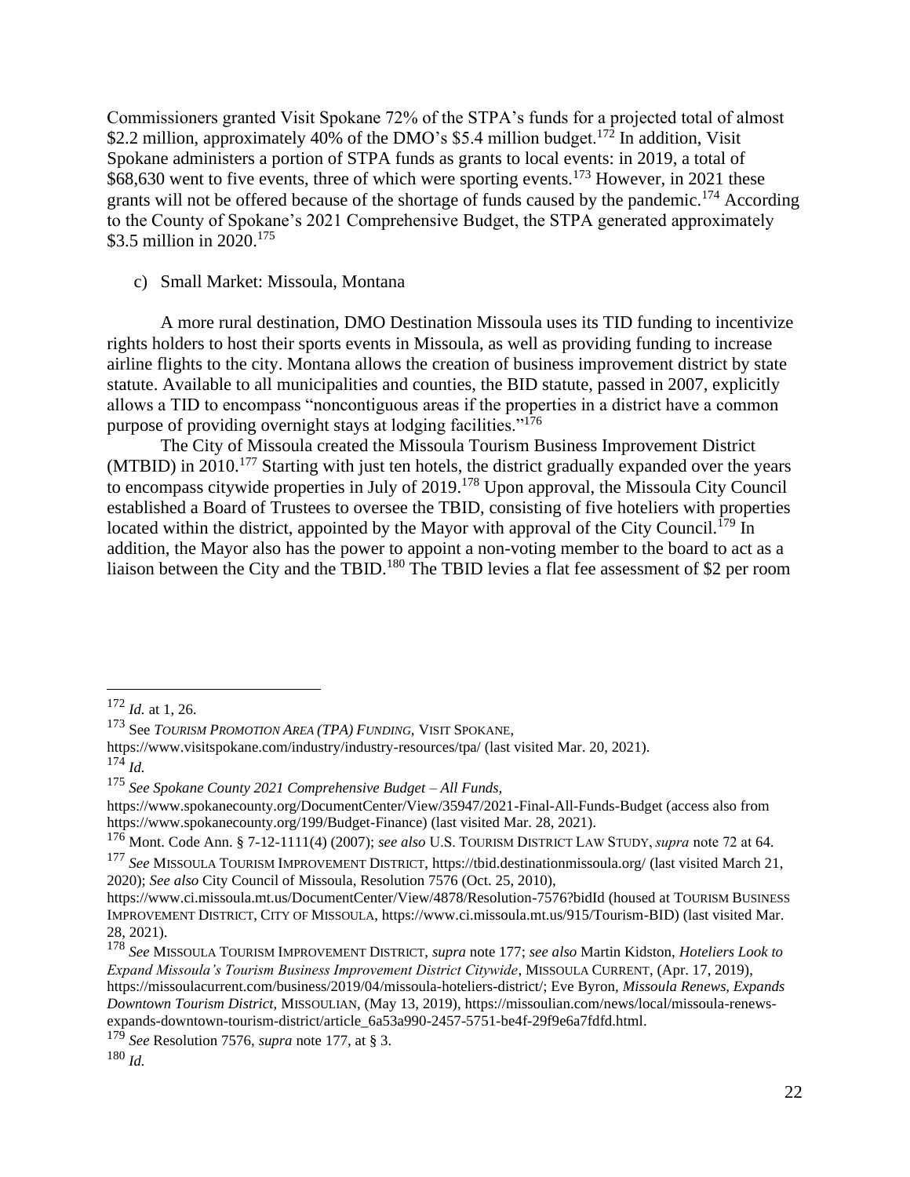Commissioners granted Visit Spokane 72% of the STPA's funds for a projected total of almost \$2.2 million, approximately 40% of the DMO's \$5.4 million budget.[172] In addition, Visit Spokane administers a portion of STPA funds as grants to local events: in 2019, a total of \$68,630 went to five events, three of which were sporting events.[173] However, in 2021 these grants will not be offered because of the shortage of funds caused by the pandemic.[174] According to the County of Spokane's 2021 Comprehensive Budget, the STPA generated approximately \$3.5 million in 2020.[175]

c) Small Market: Missoula, Montana

A more rural destination, DMO Destination Missoula uses its TID funding to incentivize rights holders to host their sports events in Missoula, as well as providing funding to increase airline flights to the city. Montana allows the creation of business improvement district by state statute. Available to all municipalities and counties, the BID statute, passed in 2007, explicitly allows a TID to encompass "noncontiguous areas if the properties in a district have a common purpose of providing overnight stays at lodging facilities."[176]

The City of Missoula created the Missoula Tourism Business Improvement District (MTBID) in 2010.[177] Starting with just ten hotels, the district gradually expanded over the years to encompass citywide properties in July of 2019.[178] Upon approval, the Missoula City Council established a Board of Trustees to oversee the TBID, consisting of five hoteliers with properties located within the district, appointed by the Mayor with approval of the City Council.[179] In addition, the Mayor also has the power to appoint a non-voting member to the board to act as a liaison between the City and the TBID.[180] The TBID levies a flat fee assessment of \$2 per room

---

[172] *Id.* at 1, 26.

[173] See *Tourism Promotion Area (TPA) Funding*, Visit Spokane, https://www.visitspokane.com/industry/industry-resources/tpa/ (last visited Mar. 20, 2021).

[174] *Id.*

[175] *See Spokane County 2021 Comprehensive Budget – All Funds*, https://www.spokanecounty.org/DocumentCenter/View/35947/2021-Final-All-Funds-Budget (access also from https://www.spokanecounty.org/199/Budget-Finance) (last visited Mar. 28, 2021).

[176] Mont. Code Ann. § 7-12-1111(4) (2007); *see also* U.S. Tourism District Law Study, *supra* note 72 at 64.

[177] *See* Missoula Tourism Improvement District, https://tbid.destinationmissoula.org/ (last visited March 21, 2020); *See also* City Council of Missoula, Resolution 7576 (Oct. 25, 2010), https://www.ci.missoula.mt.us/DocumentCenter/View/4878/Resolution-7576?bidId (housed at Tourism Business Improvement District, City of Missoula, https://www.ci.missoula.mt.us/915/Tourism-BID) (last visited Mar. 28, 2021).

[178] *See* Missoula Tourism Improvement District, *supra* note 177; *see also* Martin Kidston, *Hoteliers Look to Expand Missoula's Tourism Business Improvement District Citywide*, Missoula Current, (Apr. 17, 2019), https://missoulacurrent.com/business/2019/04/missoula-hoteliers-district/; Eve Byron, *Missoula Renews, Expands Downtown Tourism District*, Missoulian, (May 13, 2019), https://missoulian.com/news/local/missoula-renews-expands-downtown-tourism-district/article_6a53a990-2457-5751-be4f-29f9e6a7fdfd.html.

[179] *See* Resolution 7576, *supra* note 177, at § 3.

[180] *Id.*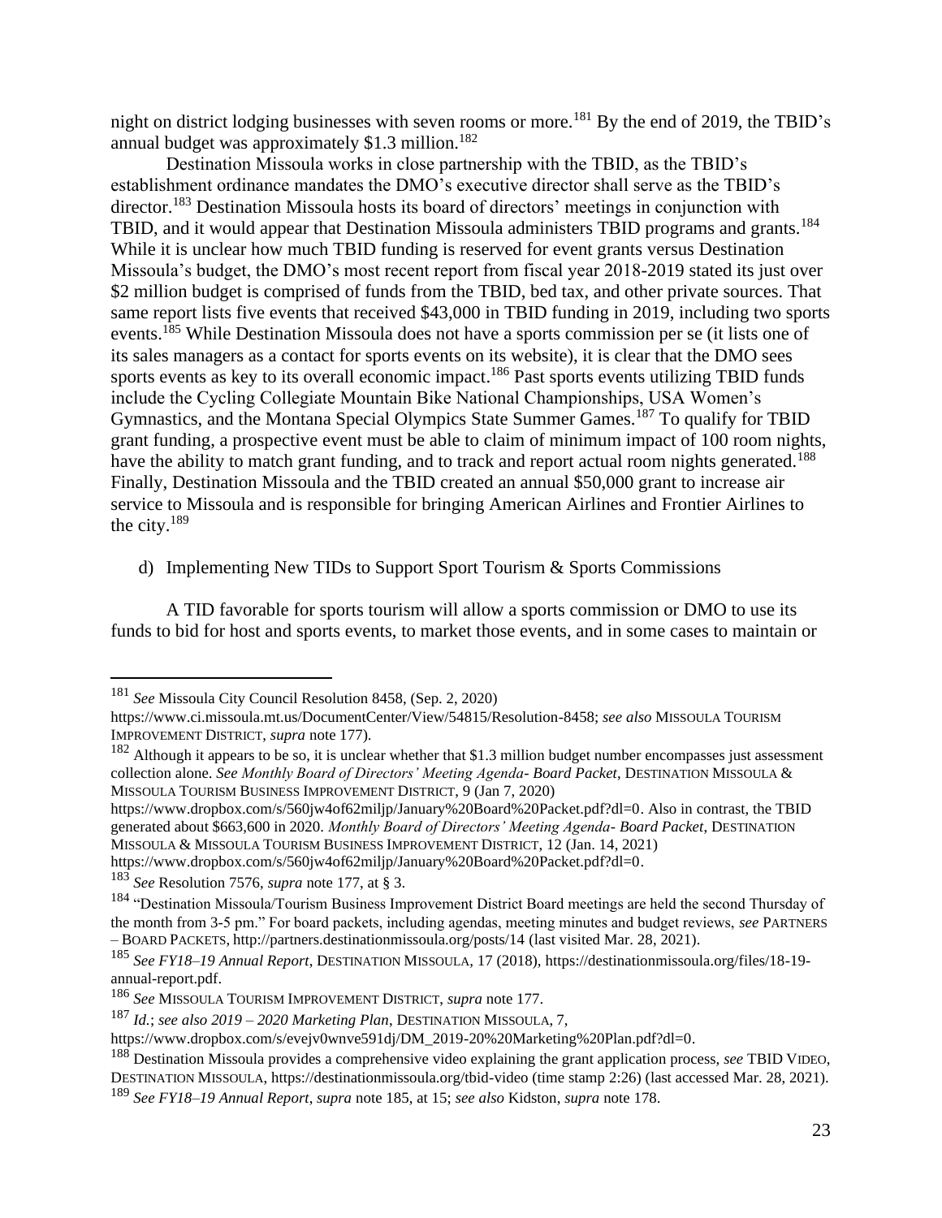night on district lodging businesses with seven rooms or more.[181] By the end of 2019, the TBID's annual budget was approximately $1.3 million.[182]

Destination Missoula works in close partnership with the TBID, as the TBID's establishment ordinance mandates the DMO's executive director shall serve as the TBID's director.[183] Destination Missoula hosts its board of directors' meetings in conjunction with TBID, and it would appear that Destination Missoula administers TBID programs and grants.[184] While it is unclear how much TBID funding is reserved for event grants versus Destination Missoula's budget, the DMO's most recent report from fiscal year 2018-2019 stated its just over $2 million budget is comprised of funds from the TBID, bed tax, and other private sources. That same report lists five events that received $43,000 in TBID funding in 2019, including two sports events.[185] While Destination Missoula does not have a sports commission per se (it lists one of its sales managers as a contact for sports events on its website), it is clear that the DMO sees sports events as key to its overall economic impact.[186] Past sports events utilizing TBID funds include the Cycling Collegiate Mountain Bike National Championships, USA Women's Gymnastics, and the Montana Special Olympics State Summer Games.[187] To qualify for TBID grant funding, a prospective event must be able to claim of minimum impact of 100 room nights, have the ability to match grant funding, and to track and report actual room nights generated.[188] Finally, Destination Missoula and the TBID created an annual $50,000 grant to increase air service to Missoula and is responsible for bringing American Airlines and Frontier Airlines to the city.[189]

d) Implementing New TIDs to Support Sport Tourism & Sports Commissions

A TID favorable for sports tourism will allow a sports commission or DMO to use its funds to bid for host and sports events, to market those events, and in some cases to maintain or

---

[181] *See* Missoula City Council Resolution 8458, (Sep. 2, 2020) https://www.ci.missoula.mt.us/DocumentCenter/View/54815/Resolution-8458; *see also* MISSOULA TOURISM IMPROVEMENT DISTRICT, *supra* note 177).

[182] Although it appears to be so, it is unclear whether that $1.3 million budget number encompasses just assessment collection alone. *See Monthly Board of Directors' Meeting Agenda- Board Packet*, DESTINATION MISSOULA & MISSOULA TOURISM BUSINESS IMPROVEMENT DISTRICT, 9 (Jan 7, 2020) https://www.dropbox.com/s/560jw4of62miljp/January%20Board%20Packet.pdf?dl=0. Also in contrast, the TBID generated about $663,600 in 2020. *Monthly Board of Directors' Meeting Agenda- Board Packet*, DESTINATION MISSOULA & MISSOULA TOURISM BUSINESS IMPROVEMENT DISTRICT, 12 (Jan. 14, 2021) https://www.dropbox.com/s/560jw4of62miljp/January%20Board%20Packet.pdf?dl=0.

[183] *See* Resolution 7576, *supra* note 177, at § 3.

[184] "Destination Missoula/Tourism Business Improvement District Board meetings are held the second Thursday of the month from 3-5 pm." For board packets, including agendas, meeting minutes and budget reviews, *see* PARTNERS – BOARD PACKETS, http://partners.destinationmissoula.org/posts/14 (last visited Mar. 28, 2021).

[185] *See FY18–19 Annual Report*, DESTINATION MISSOULA, 17 (2018), https://destinationmissoula.org/files/18-19-annual-report.pdf.

[186] *See* MISSOULA TOURISM IMPROVEMENT DISTRICT, *supra* note 177.

[187] *Id.*; *see also 2019 – 2020 Marketing Plan*, DESTINATION MISSOULA, 7, https://www.dropbox.com/s/evejv0wnve591dj/DM_2019-20%20Marketing%20Plan.pdf?dl=0.

[188] Destination Missoula provides a comprehensive video explaining the grant application process, *see* TBID VIDEO, DESTINATION MISSOULA, https://destinationmissoula.org/tbid-video (time stamp 2:26) (last accessed Mar. 28, 2021).

[189] *See FY18–19 Annual Report*, *supra* note 185, at 15; *see also* Kidston, *supra* note 178.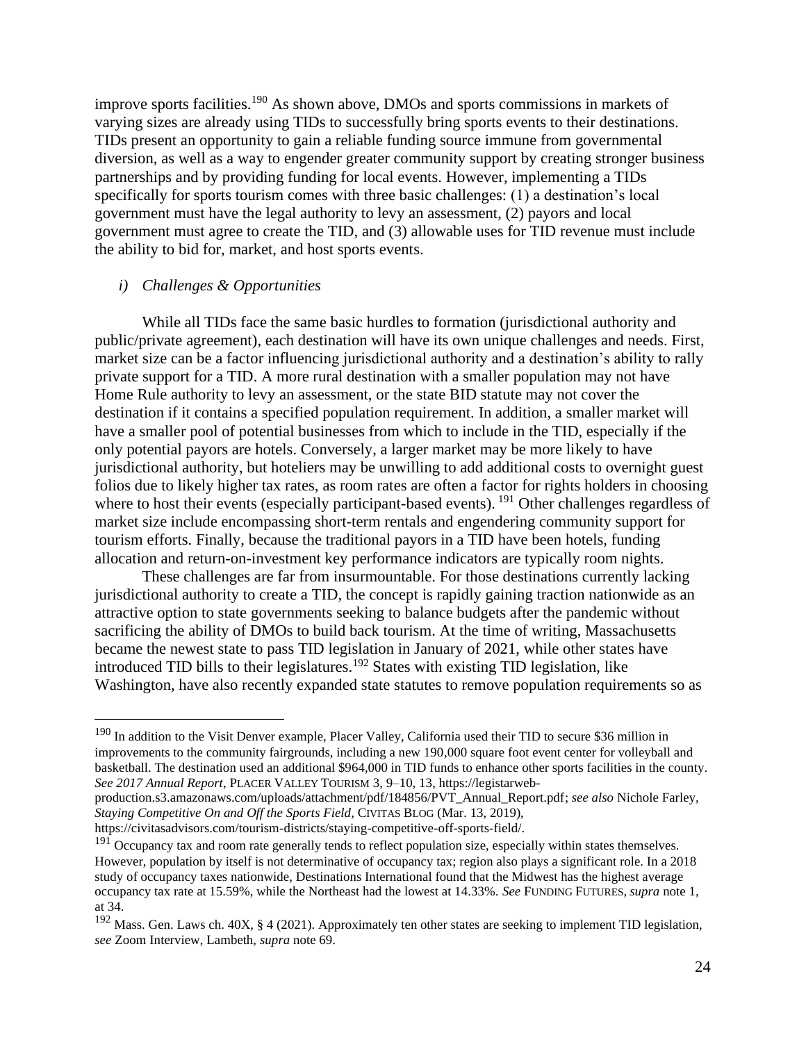improve sports facilities.[190] As shown above, DMOs and sports commissions in markets of varying sizes are already using TIDs to successfully bring sports events to their destinations. TIDs present an opportunity to gain a reliable funding source immune from governmental diversion, as well as a way to engender greater community support by creating stronger business partnerships and by providing funding for local events. However, implementing a TIDs specifically for sports tourism comes with three basic challenges: (1) a destination's local government must have the legal authority to levy an assessment, (2) payors and local government must agree to create the TID, and (3) allowable uses for TID revenue must include the ability to bid for, market, and host sports events.

*i) Challenges & Opportunities*

While all TIDs face the same basic hurdles to formation (jurisdictional authority and public/private agreement), each destination will have its own unique challenges and needs. First, market size can be a factor influencing jurisdictional authority and a destination's ability to rally private support for a TID. A more rural destination with a smaller population may not have Home Rule authority to levy an assessment, or the state BID statute may not cover the destination if it contains a specified population requirement. In addition, a smaller market will have a smaller pool of potential businesses from which to include in the TID, especially if the only potential payors are hotels. Conversely, a larger market may be more likely to have jurisdictional authority, but hoteliers may be unwilling to add additional costs to overnight guest folios due to likely higher tax rates, as room rates are often a factor for rights holders in choosing where to host their events (especially participant-based events).[191] Other challenges regardless of market size include encompassing short-term rentals and engendering community support for tourism efforts. Finally, because the traditional payors in a TID have been hotels, funding allocation and return-on-investment key performance indicators are typically room nights.

These challenges are far from insurmountable. For those destinations currently lacking jurisdictional authority to create a TID, the concept is rapidly gaining traction nationwide as an attractive option to state governments seeking to balance budgets after the pandemic without sacrificing the ability of DMOs to build back tourism. At the time of writing, Massachusetts became the newest state to pass TID legislation in January of 2021, while other states have introduced TID bills to their legislatures.[192] States with existing TID legislation, like Washington, have also recently expanded state statutes to remove population requirements so as

---

[190] In addition to the Visit Denver example, Placer Valley, California used their TID to secure $36 million in improvements to the community fairgrounds, including a new 190,000 square foot event center for volleyball and basketball. The destination used an additional $964,000 in TID funds to enhance other sports facilities in the county. *See 2017 Annual Report*, PLACER VALLEY TOURISM 3, 9–10, 13, https://legistarweb-production.s3.amazonaws.com/uploads/attachment/pdf/184856/PVT_Annual_Report.pdf; *see also* Nichole Farley, *Staying Competitive On and Off the Sports Field*, CIVITAS BLOG (Mar. 13, 2019), https://civitasadvisors.com/tourism-districts/staying-competitive-off-sports-field/.

[191] Occupancy tax and room rate generally tends to reflect population size, especially within states themselves. However, population by itself is not determinative of occupancy tax; region also plays a significant role. In a 2018 study of occupancy taxes nationwide, Destinations International found that the Midwest has the highest average occupancy tax rate at 15.59%, while the Northeast had the lowest at 14.33%. *See* FUNDING FUTURES, *supra* note 1, at 34.

[192] Mass. Gen. Laws ch. 40X, § 4 (2021). Approximately ten other states are seeking to implement TID legislation, *see* Zoom Interview, Lambeth, *supra* note 69.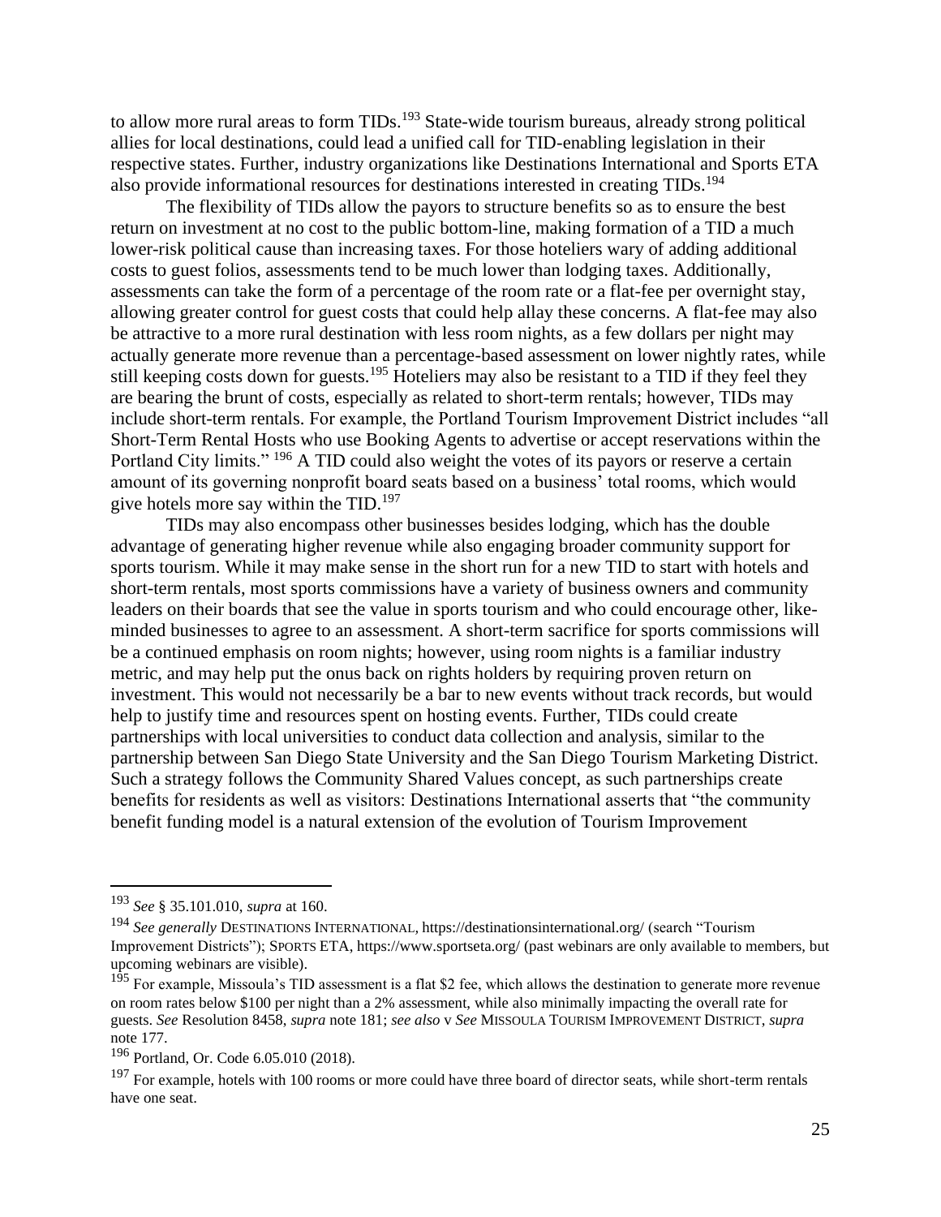to allow more rural areas to form TIDs.[193] State-wide tourism bureaus, already strong political allies for local destinations, could lead a unified call for TID-enabling legislation in their respective states. Further, industry organizations like Destinations International and Sports ETA also provide informational resources for destinations interested in creating TIDs.[194]

The flexibility of TIDs allow the payors to structure benefits so as to ensure the best return on investment at no cost to the public bottom-line, making formation of a TID a much lower-risk political cause than increasing taxes. For those hoteliers wary of adding additional costs to guest folios, assessments tend to be much lower than lodging taxes. Additionally, assessments can take the form of a percentage of the room rate or a flat-fee per overnight stay, allowing greater control for guest costs that could help allay these concerns. A flat-fee may also be attractive to a more rural destination with less room nights, as a few dollars per night may actually generate more revenue than a percentage-based assessment on lower nightly rates, while still keeping costs down for guests.[195] Hoteliers may also be resistant to a TID if they feel they are bearing the brunt of costs, especially as related to short-term rentals; however, TIDs may include short-term rentals. For example, the Portland Tourism Improvement District includes "all Short-Term Rental Hosts who use Booking Agents to advertise or accept reservations within the Portland City limits." [196] A TID could also weight the votes of its payors or reserve a certain amount of its governing nonprofit board seats based on a business' total rooms, which would give hotels more say within the TID.[197]

TIDs may also encompass other businesses besides lodging, which has the double advantage of generating higher revenue while also engaging broader community support for sports tourism. While it may make sense in the short run for a new TID to start with hotels and short-term rentals, most sports commissions have a variety of business owners and community leaders on their boards that see the value in sports tourism and who could encourage other, like-minded businesses to agree to an assessment. A short-term sacrifice for sports commissions will be a continued emphasis on room nights; however, using room nights is a familiar industry metric, and may help put the onus back on rights holders by requiring proven return on investment. This would not necessarily be a bar to new events without track records, but would help to justify time and resources spent on hosting events. Further, TIDs could create partnerships with local universities to conduct data collection and analysis, similar to the partnership between San Diego State University and the San Diego Tourism Marketing District. Such a strategy follows the Community Shared Values concept, as such partnerships create benefits for residents as well as visitors: Destinations International asserts that "the community benefit funding model is a natural extension of the evolution of Tourism Improvement

---

[193] *See* § 35.101.010, *supra* at 160.

[194] *See generally* DESTINATIONS INTERNATIONAL, https://destinationsinternational.org/ (search "Tourism Improvement Districts"); SPORTS ETA, https://www.sportseta.org/ (past webinars are only available to members, but upcoming webinars are visible).

[195] For example, Missoula's TID assessment is a flat $2 fee, which allows the destination to generate more revenue on room rates below $100 per night than a 2% assessment, while also minimally impacting the overall rate for guests. *See* Resolution 8458, *supra* note 181; *see also* v *See* MISSOULA TOURISM IMPROVEMENT DISTRICT, *supra* note 177.

[196] Portland, Or. Code 6.05.010 (2018).

[197] For example, hotels with 100 rooms or more could have three board of director seats, while short-term rentals have one seat.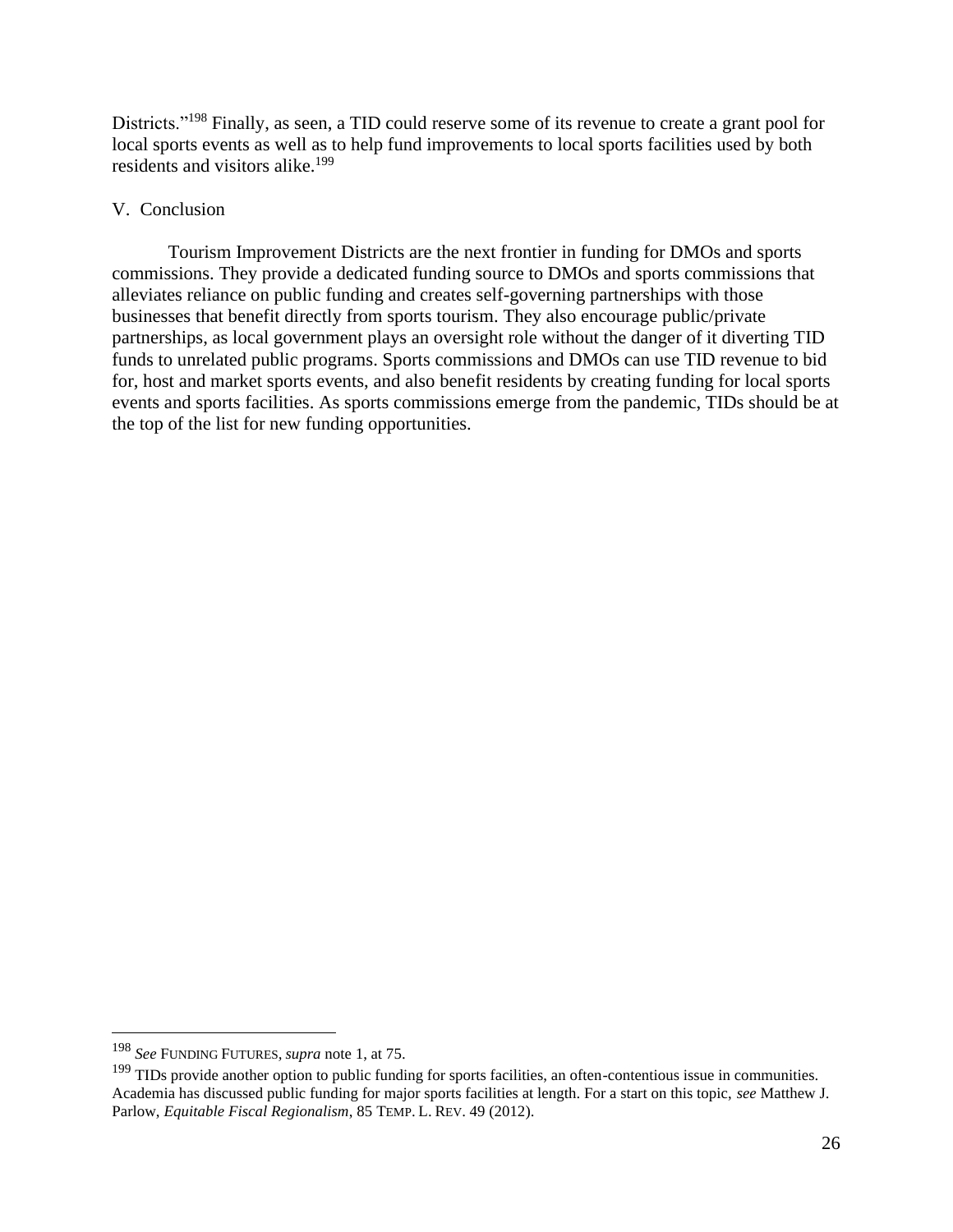Districts."[198] Finally, as seen, a TID could reserve some of its revenue to create a grant pool for local sports events as well as to help fund improvements to local sports facilities used by both residents and visitors alike.[199]

## V. Conclusion

Tourism Improvement Districts are the next frontier in funding for DMOs and sports commissions. They provide a dedicated funding source to DMOs and sports commissions that alleviates reliance on public funding and creates self-governing partnerships with those businesses that benefit directly from sports tourism. They also encourage public/private partnerships, as local government plays an oversight role without the danger of it diverting TID funds to unrelated public programs. Sports commissions and DMOs can use TID revenue to bid for, host and market sports events, and also benefit residents by creating funding for local sports events and sports facilities. As sports commissions emerge from the pandemic, TIDs should be at the top of the list for new funding opportunities.

---

[198] *See* FUNDING FUTURES, *supra* note 1, at 75.

[199] TIDs provide another option to public funding for sports facilities, an often-contentious issue in communities. Academia has discussed public funding for major sports facilities at length. For a start on this topic, *see* Matthew J. Parlow, *Equitable Fiscal Regionalism*, 85 TEMP. L. REV. 49 (2012).